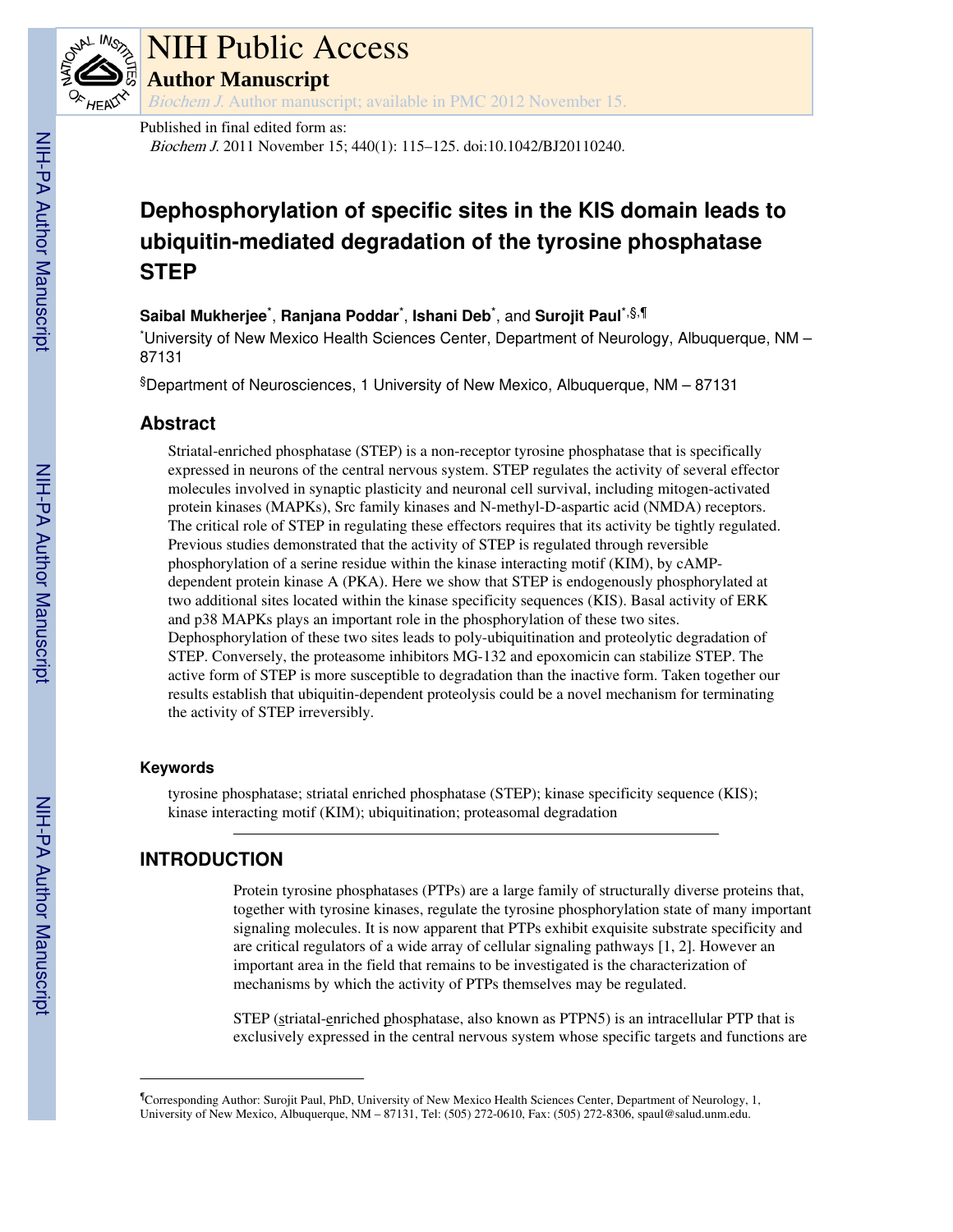NIH Public Access

**Author Manuscript**

*Biochem J.* Author manuscript; available in PMC 2012 November 15.

Published in final edited form as:

*Biochem J.* 2011 November 15; 440(1): 115–125. doi:10.1042/BJ20110240.

# Dephosphorylation of specific sites in the KIS domain leads to ubiquitin-mediated degradation of the tyrosine phosphatase STEP

**Saibal Mukherjee**[*], **Ranjana Poddar**[*], **Ishani Deb**[*], and **Surojit Paul**[*,§,¶]

[*]University of New Mexico Health Sciences Center, Department of Neurology, Albuquerque, NM – 87131

[§]Department of Neurosciences, 1 University of New Mexico, Albuquerque, NM – 87131

## Abstract

Striatal-enriched phosphatase (STEP) is a non-receptor tyrosine phosphatase that is specifically expressed in neurons of the central nervous system. STEP regulates the activity of several effector molecules involved in synaptic plasticity and neuronal cell survival, including mitogen-activated protein kinases (MAPKs), Src family kinases and N-methyl-D-aspartic acid (NMDA) receptors. The critical role of STEP in regulating these effectors requires that its activity be tightly regulated. Previous studies demonstrated that the activity of STEP is regulated through reversible phosphorylation of a serine residue within the kinase interacting motif (KIM), by cAMP-dependent protein kinase A (PKA). Here we show that STEP is endogenously phosphorylated at two additional sites located within the kinase specificity sequences (KIS). Basal activity of ERK and p38 MAPKs plays an important role in the phosphorylation of these two sites. Dephosphorylation of these two sites leads to poly-ubiquitination and proteolytic degradation of STEP. Conversely, the proteasome inhibitors MG-132 and epoxomicin can stabilize STEP. The active form of STEP is more susceptible to degradation than the inactive form. Taken together our results establish that ubiquitin-dependent proteolysis could be a novel mechanism for terminating the activity of STEP irreversibly.

### Keywords

tyrosine phosphatase; striatal enriched phosphatase (STEP); kinase specificity sequence (KIS); kinase interacting motif (KIM); ubiquitination; proteasomal degradation

## INTRODUCTION

Protein tyrosine phosphatases (PTPs) are a large family of structurally diverse proteins that, together with tyrosine kinases, regulate the tyrosine phosphorylation state of many important signaling molecules. It is now apparent that PTPs exhibit exquisite substrate specificity and are critical regulators of a wide array of cellular signaling pathways [1, 2]. However an important area in the field that remains to be investigated is the characterization of mechanisms by which the activity of PTPs themselves may be regulated.

STEP (striatal-enriched phosphatase, also known as PTPN5) is an intracellular PTP that is exclusively expressed in the central nervous system whose specific targets and functions are

[¶]Corresponding Author: Surojit Paul, PhD, University of New Mexico Health Sciences Center, Department of Neurology, 1, University of New Mexico, Albuquerque, NM – 87131, Tel: (505) 272-0610, Fax: (505) 272-8306, spaul@salud.unm.edu.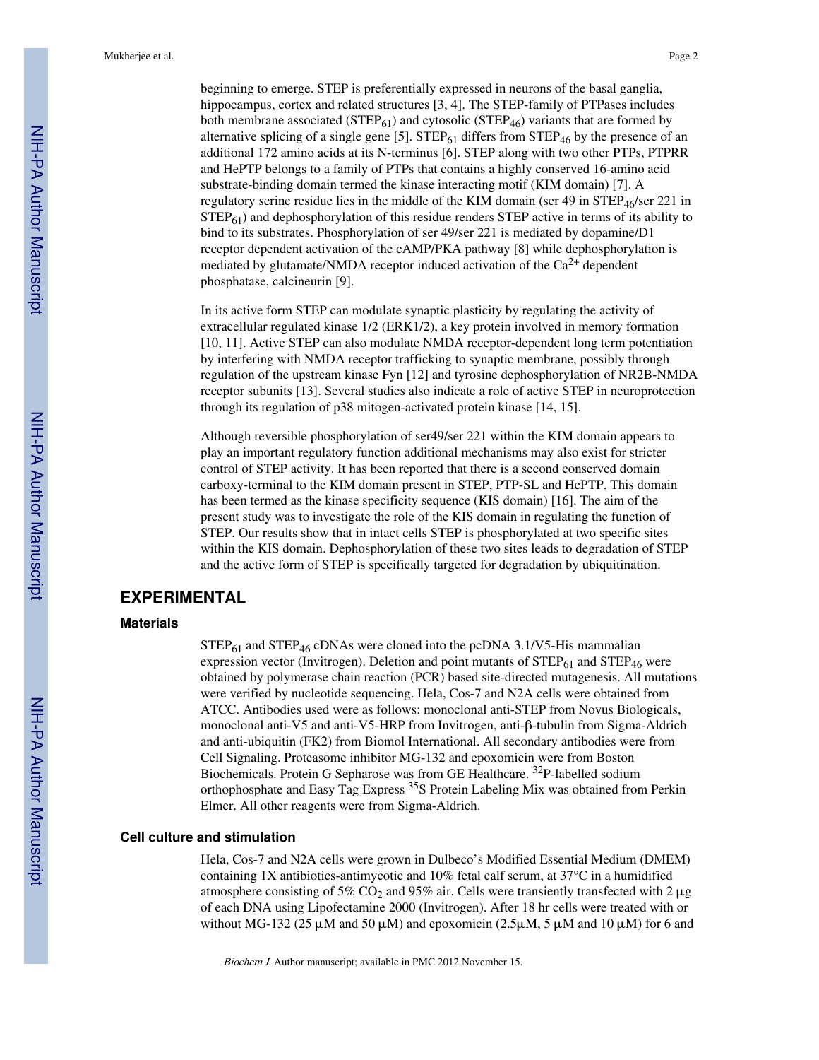beginning to emerge. STEP is preferentially expressed in neurons of the basal ganglia, hippocampus, cortex and related structures [3, 4]. The STEP-family of PTPases includes both membrane associated ($STEP_{61}$) and cytosolic ($STEP_{46}$) variants that are formed by alternative splicing of a single gene [5]. $STEP_{61}$ differs from $STEP_{46}$ by the presence of an additional 172 amino acids at its N-terminus [6]. STEP along with two other PTPs, PTPRR and HePTP belongs to a family of PTPs that contains a highly conserved 16-amino acid substrate-binding domain termed the kinase interacting motif (KIM domain) [7]. A regulatory serine residue lies in the middle of the KIM domain (ser 49 in $STEP_{46}$/ser 221 in $STEP_{61}$) and dephosphorylation of this residue renders STEP active in terms of its ability to bind to its substrates. Phosphorylation of ser 49/ser 221 is mediated by dopamine/D1 receptor dependent activation of the cAMP/PKA pathway [8] while dephosphorylation is mediated by glutamate/NMDA receptor induced activation of the $Ca^{2+}$ dependent phosphatase, calcineurin [9].

In its active form STEP can modulate synaptic plasticity by regulating the activity of extracellular regulated kinase 1/2 (ERK1/2), a key protein involved in memory formation [10, 11]. Active STEP can also modulate NMDA receptor-dependent long term potentiation by interfering with NMDA receptor trafficking to synaptic membrane, possibly through regulation of the upstream kinase Fyn [12] and tyrosine dephosphorylation of NR2B-NMDA receptor subunits [13]. Several studies also indicate a role of active STEP in neuroprotection through its regulation of p38 mitogen-activated protein kinase [14, 15].

Although reversible phosphorylation of ser49/ser 221 within the KIM domain appears to play an important regulatory function additional mechanisms may also exist for stricter control of STEP activity. It has been reported that there is a second conserved domain carboxy-terminal to the KIM domain present in STEP, PTP-SL and HePTP. This domain has been termed as the kinase specificity sequence (KIS domain) [16]. The aim of the present study was to investigate the role of the KIS domain in regulating the function of STEP. Our results show that in intact cells STEP is phosphorylated at two specific sites within the KIS domain. Dephosphorylation of these two sites leads to degradation of STEP and the active form of STEP is specifically targeted for degradation by ubiquitination.

## EXPERIMENTAL

### Materials

$STEP_{61}$ and $STEP_{46}$ cDNAs were cloned into the pcDNA 3.1/V5-His mammalian expression vector (Invitrogen). Deletion and point mutants of $STEP_{61}$ and $STEP_{46}$ were obtained by polymerase chain reaction (PCR) based site-directed mutagenesis. All mutations were verified by nucleotide sequencing. Hela, Cos-7 and N2A cells were obtained from ATCC. Antibodies used were as follows: monoclonal anti-STEP from Novus Biologicals, monoclonal anti-V5 and anti-V5-HRP from Invitrogen, anti-β-tubulin from Sigma-Aldrich and anti-ubiquitin (FK2) from Biomol International. All secondary antibodies were from Cell Signaling. Proteasome inhibitor MG-132 and epoxomicin were from Boston Biochemicals. Protein G Sepharose was from GE Healthcare. $^{32}$P-labelled sodium orthophosphate and Easy Tag Express $^{35}$S Protein Labeling Mix was obtained from Perkin Elmer. All other reagents were from Sigma-Aldrich.

### Cell culture and stimulation

Hela, Cos-7 and N2A cells were grown in Dulbeco's Modified Essential Medium (DMEM) containing 1X antibiotics-antimycotic and 10% fetal calf serum, at 37°C in a humidified atmosphere consisting of 5% $CO_2$ and 95% air. Cells were transiently transfected with 2 μg of each DNA using Lipofectamine 2000 (Invitrogen). After 18 hr cells were treated with or without MG-132 (25 μM and 50 μM) and epoxomicin (2.5μM, 5 μM and 10 μM) for 6 and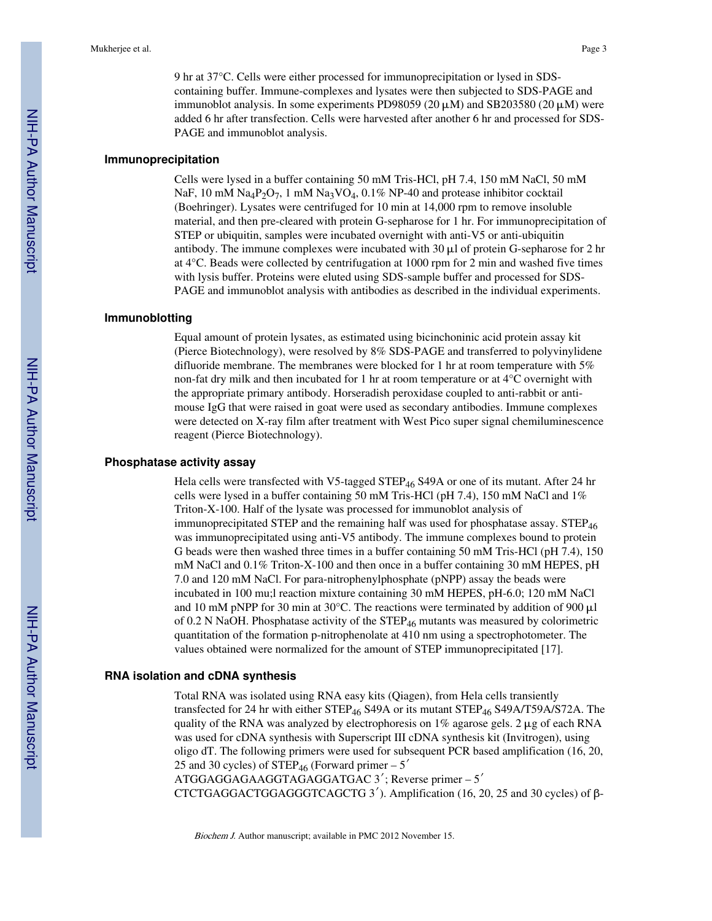9 hr at 37°C. Cells were either processed for immunoprecipitation or lysed in SDS-containing buffer. Immune-complexes and lysates were then subjected to SDS-PAGE and immunoblot analysis. In some experiments PD98059 (20 μM) and SB203580 (20 μM) were added 6 hr after transfection. Cells were harvested after another 6 hr and processed for SDS-PAGE and immunoblot analysis.

### Immunoprecipitation

Cells were lysed in a buffer containing 50 mM Tris-HCl, pH 7.4, 150 mM NaCl, 50 mM NaF, 10 mM $Na_4P_2O_7$, 1 mM $Na_3VO_4$, 0.1% NP-40 and protease inhibitor cocktail (Boehringer). Lysates were centrifuged for 10 min at 14,000 rpm to remove insoluble material, and then pre-cleared with protein G-sepharose for 1 hr. For immunoprecipitation of STEP or ubiquitin, samples were incubated overnight with anti-V5 or anti-ubiquitin antibody. The immune complexes were incubated with 30 μl of protein G-sepharose for 2 hr at 4°C. Beads were collected by centrifugation at 1000 rpm for 2 min and washed five times with lysis buffer. Proteins were eluted using SDS-sample buffer and processed for SDS-PAGE and immunoblot analysis with antibodies as described in the individual experiments.

### Immunoblotting

Equal amount of protein lysates, as estimated using bicinchoninic acid protein assay kit (Pierce Biotechnology), were resolved by 8% SDS-PAGE and transferred to polyvinylidene difluoride membrane. The membranes were blocked for 1 hr at room temperature with 5% non-fat dry milk and then incubated for 1 hr at room temperature or at 4°C overnight with the appropriate primary antibody. Horseradish peroxidase coupled to anti-rabbit or anti-mouse IgG that were raised in goat were used as secondary antibodies. Immune complexes were detected on X-ray film after treatment with West Pico super signal chemiluminescence reagent (Pierce Biotechnology).

### Phosphatase activity assay

Hela cells were transfected with V5-tagged $STEP_{46}$ S49A or one of its mutant. After 24 hr cells were lysed in a buffer containing 50 mM Tris-HCl (pH 7.4), 150 mM NaCl and 1% Triton-X-100. Half of the lysate was processed for immunoblot analysis of immunoprecipitated STEP and the remaining half was used for phosphatase assay. $STEP_{46}$ was immunoprecipitated using anti-V5 antibody. The immune complexes bound to protein G beads were then washed three times in a buffer containing 50 mM Tris-HCl (pH 7.4), 150 mM NaCl and 0.1% Triton-X-100 and then once in a buffer containing 30 mM HEPES, pH 7.0 and 120 mM NaCl. For para-nitrophenylphosphate (pNPP) assay the beads were incubated in 100 mu;l reaction mixture containing 30 mM HEPES, pH-6.0; 120 mM NaCl and 10 mM pNPP for 30 min at 30°C. The reactions were terminated by addition of 900 μl of 0.2 N NaOH. Phosphatase activity of the $STEP_{46}$ mutants was measured by colorimetric quantitation of the formation p-nitrophenolate at 410 nm using a spectrophotometer. The values obtained were normalized for the amount of STEP immunoprecipitated [17].

### RNA isolation and cDNA synthesis

Total RNA was isolated using RNA easy kits (Qiagen), from Hela cells transiently transfected for 24 hr with either $STEP_{46}$ S49A or its mutant $STEP_{46}$ S49A/T59A/S72A. The quality of the RNA was analyzed by electrophoresis on 1% agarose gels. 2 μg of each RNA was used for cDNA synthesis with Superscript III cDNA synthesis kit (Invitrogen), using oligo dT. The following primers were used for subsequent PCR based amplification (16, 20, 25 and 30 cycles) of $STEP_{46}$ (Forward primer – 5′ ATGGAGGAGAAGGTAGAGGATGAC 3′; Reverse primer – 5′ CTCTGAGGACTGGAGGGTCAGCTG 3′). Amplification (16, 20, 25 and 30 cycles) of β-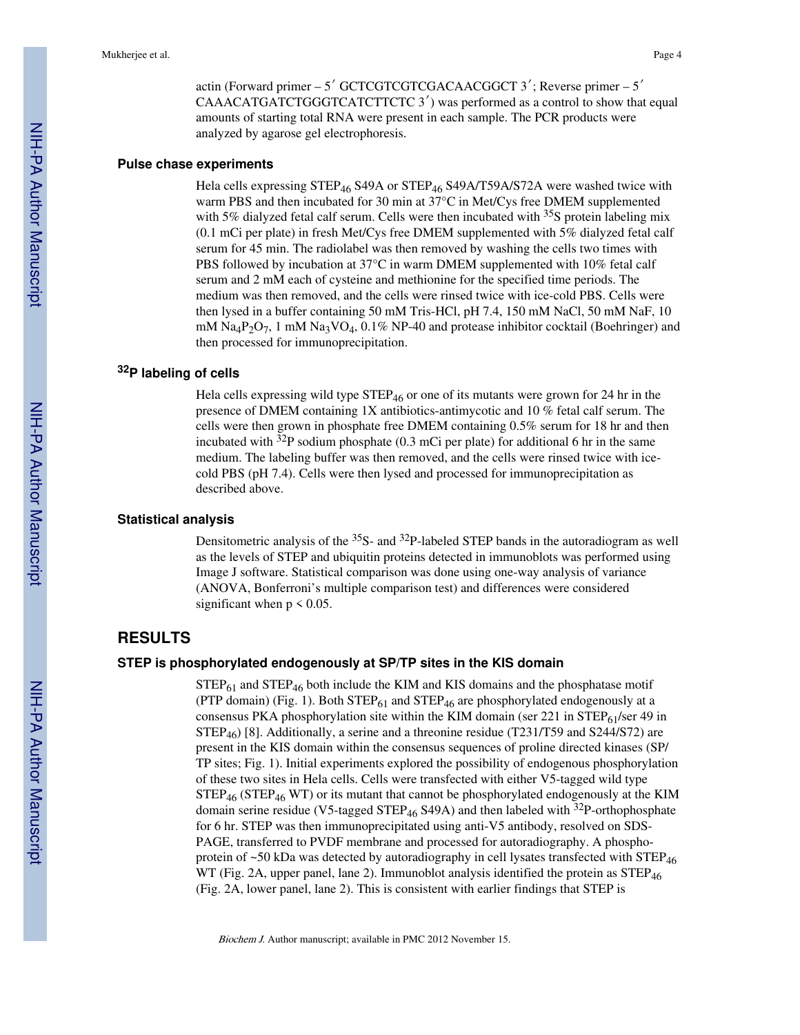actin (Forward primer – 5′ GCTCGTCGTCGACAACGGCT 3′; Reverse primer – 5′ CAAACATGATCTGGGTCATCTTCTC 3′) was performed as a control to show that equal amounts of starting total RNA were present in each sample. The PCR products were analyzed by agarose gel electrophoresis.

### Pulse chase experiments

Hela cells expressing $STEP_{46}$ S49A or $STEP_{46}$ S49A/T59A/S72A were washed twice with warm PBS and then incubated for 30 min at 37°C in Met/Cys free DMEM supplemented with 5% dialyzed fetal calf serum. Cells were then incubated with $^{35}S$ protein labeling mix (0.1 mCi per plate) in fresh Met/Cys free DMEM supplemented with 5% dialyzed fetal calf serum for 45 min. The radiolabel was then removed by washing the cells two times with PBS followed by incubation at 37°C in warm DMEM supplemented with 10% fetal calf serum and 2 mM each of cysteine and methionine for the specified time periods. The medium was then removed, and the cells were rinsed twice with ice-cold PBS. Cells were then lysed in a buffer containing 50 mM Tris-HCl, pH 7.4, 150 mM NaCl, 50 mM NaF, 10 mM $Na_4P_2O_7$, 1 mM $Na_3VO_4$, 0.1% NP-40 and protease inhibitor cocktail (Boehringer) and then processed for immunoprecipitation.

### $^{32}P$ labeling of cells

Hela cells expressing wild type $STEP_{46}$ or one of its mutants were grown for 24 hr in the presence of DMEM containing 1X antibiotics-antimycotic and 10 % fetal calf serum. The cells were then grown in phosphate free DMEM containing 0.5% serum for 18 hr and then incubated with $^{32}P$ sodium phosphate (0.3 mCi per plate) for additional 6 hr in the same medium. The labeling buffer was then removed, and the cells were rinsed twice with ice-cold PBS (pH 7.4). Cells were then lysed and processed for immunoprecipitation as described above.

### Statistical analysis

Densitometric analysis of the $^{35}S$- and $^{32}P$-labeled STEP bands in the autoradiogram as well as the levels of STEP and ubiquitin proteins detected in immunoblots was performed using Image J software. Statistical comparison was done using one-way analysis of variance (ANOVA, Bonferroni's multiple comparison test) and differences were considered significant when $p < 0.05$.

## RESULTS

### STEP is phosphorylated endogenously at SP/TP sites in the KIS domain

$STEP_{61}$ and $STEP_{46}$ both include the KIM and KIS domains and the phosphatase motif (PTP domain) (Fig. 1). Both $STEP_{61}$ and $STEP_{46}$ are phosphorylated endogenously at a consensus PKA phosphorylation site within the KIM domain (ser 221 in $STEP_{61}$/ser 49 in $STEP_{46}$) [8]. Additionally, a serine and a threonine residue (T231/T59 and S244/S72) are present in the KIS domain within the consensus sequences of proline directed kinases (SP/TP sites; Fig. 1). Initial experiments explored the possibility of endogenous phosphorylation of these two sites in Hela cells. Cells were transfected with either V5-tagged wild type $STEP_{46}$ ($STEP_{46}$ WT) or its mutant that cannot be phosphorylated endogenously at the KIM domain serine residue (V5-tagged $STEP_{46}$ S49A) and then labeled with $^{32}P$-orthophosphate for 6 hr. STEP was then immunoprecipitated using anti-V5 antibody, resolved on SDS-PAGE, transferred to PVDF membrane and processed for autoradiography. A phospho-protein of ~50 kDa was detected by autoradiography in cell lysates transfected with $STEP_{46}$ WT (Fig. 2A, upper panel, lane 2). Immunoblot analysis identified the protein as $STEP_{46}$ (Fig. 2A, lower panel, lane 2). This is consistent with earlier findings that STEP is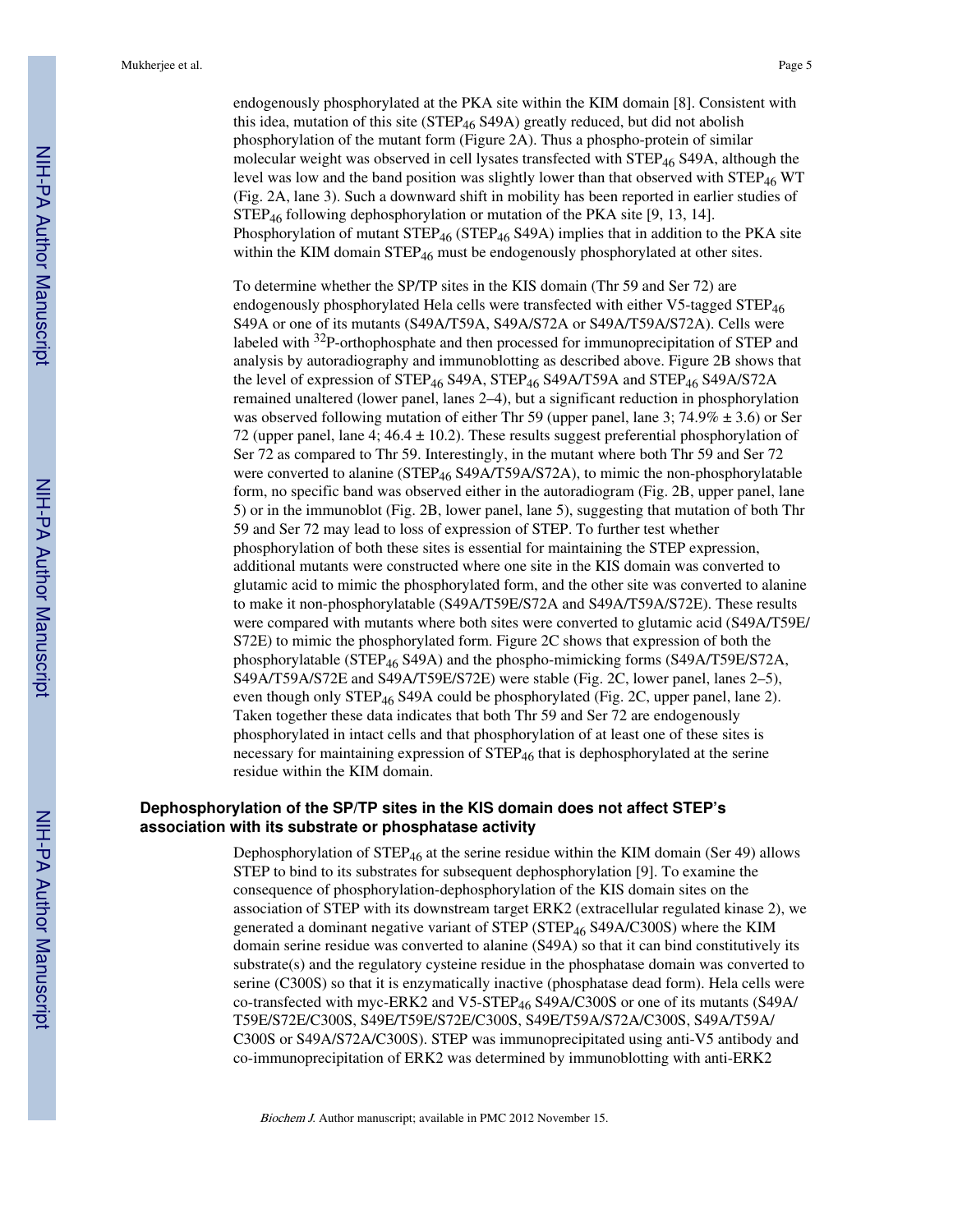endogenously phosphorylated at the PKA site within the KIM domain [8]. Consistent with this idea, mutation of this site ($STEP_{46}$ S49A) greatly reduced, but did not abolish phosphorylation of the mutant form (Figure 2A). Thus a phospho-protein of similar molecular weight was observed in cell lysates transfected with $STEP_{46}$ S49A, although the level was low and the band position was slightly lower than that observed with $STEP_{46}$ WT (Fig. 2A, lane 3). Such a downward shift in mobility has been reported in earlier studies of $STEP_{46}$ following dephosphorylation or mutation of the PKA site [9, 13, 14]. Phosphorylation of mutant $STEP_{46}$ ($STEP_{46}$ S49A) implies that in addition to the PKA site within the KIM domain $STEP_{46}$ must be endogenously phosphorylated at other sites.

To determine whether the SP/TP sites in the KIS domain (Thr 59 and Ser 72) are endogenously phosphorylated Hela cells were transfected with either V5-tagged $STEP_{46}$ S49A or one of its mutants (S49A/T59A, S49A/S72A or S49A/T59A/S72A). Cells were labeled with $^{32}$P-orthophosphate and then processed for immunoprecipitation of STEP and analysis by autoradiography and immunoblotting as described above. Figure 2B shows that the level of expression of $STEP_{46}$ S49A, $STEP_{46}$ S49A/T59A and $STEP_{46}$ S49A/S72A remained unaltered (lower panel, lanes 2–4), but a significant reduction in phosphorylation was observed following mutation of either Thr 59 (upper panel, lane 3; 74.9% ± 3.6) or Ser 72 (upper panel, lane 4; 46.4 ± 10.2). These results suggest preferential phosphorylation of Ser 72 as compared to Thr 59. Interestingly, in the mutant where both Thr 59 and Ser 72 were converted to alanine ($STEP_{46}$ S49A/T59A/S72A), to mimic the non-phosphorylatable form, no specific band was observed either in the autoradiogram (Fig. 2B, upper panel, lane 5) or in the immunoblot (Fig. 2B, lower panel, lane 5), suggesting that mutation of both Thr 59 and Ser 72 may lead to loss of expression of STEP. To further test whether phosphorylation of both these sites is essential for maintaining the STEP expression, additional mutants were constructed where one site in the KIS domain was converted to glutamic acid to mimic the phosphorylated form, and the other site was converted to alanine to make it non-phosphorylatable (S49A/T59E/S72A and S49A/T59A/S72E). These results were compared with mutants where both sites were converted to glutamic acid (S49A/T59E/S72E) to mimic the phosphorylated form. Figure 2C shows that expression of both the phosphorylatable ($STEP_{46}$ S49A) and the phospho-mimicking forms (S49A/T59E/S72A, S49A/T59A/S72E and S49A/T59E/S72E) were stable (Fig. 2C, lower panel, lanes 2–5), even though only $STEP_{46}$ S49A could be phosphorylated (Fig. 2C, upper panel, lane 2). Taken together these data indicates that both Thr 59 and Ser 72 are endogenously phosphorylated in intact cells and that phosphorylation of at least one of these sites is necessary for maintaining expression of $STEP_{46}$ that is dephosphorylated at the serine residue within the KIM domain.

### Dephosphorylation of the SP/TP sites in the KIS domain does not affect STEP's association with its substrate or phosphatase activity

Dephosphorylation of $STEP_{46}$ at the serine residue within the KIM domain (Ser 49) allows STEP to bind to its substrates for subsequent dephosphorylation [9]. To examine the consequence of phosphorylation-dephosphorylation of the KIS domain sites on the association of STEP with its downstream target ERK2 (extracellular regulated kinase 2), we generated a dominant negative variant of STEP ($STEP_{46}$ S49A/C300S) where the KIM domain serine residue was converted to alanine (S49A) so that it can bind constitutively its substrate(s) and the regulatory cysteine residue in the phosphatase domain was converted to serine (C300S) so that it is enzymatically inactive (phosphatase dead form). Hela cells were co-transfected with myc-ERK2 and V5-$STEP_{46}$ S49A/C300S or one of its mutants (S49A/T59E/S72E/C300S, S49E/T59E/S72E/C300S, S49E/T59A/S72A/C300S, S49A/T59A/C300S or S49A/S72A/C300S). STEP was immunoprecipitated using anti-V5 antibody and co-immunoprecipitation of ERK2 was determined by immunoblotting with anti-ERK2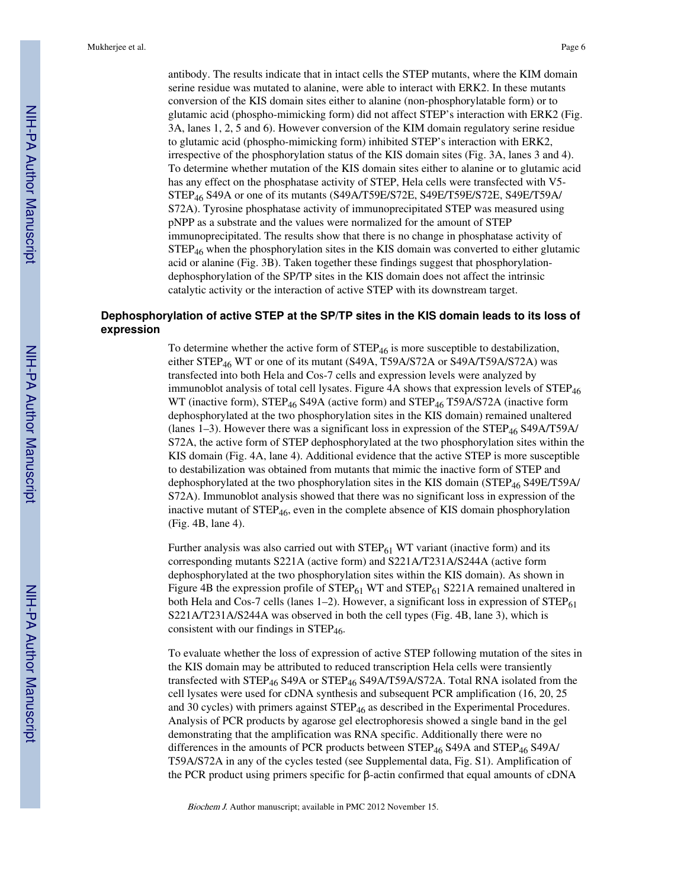antibody. The results indicate that in intact cells the STEP mutants, where the KIM domain serine residue was mutated to alanine, were able to interact with ERK2. In these mutants conversion of the KIS domain sites either to alanine (non-phosphorylatable form) or to glutamic acid (phospho-mimicking form) did not affect STEP's interaction with ERK2 (Fig. 3A, lanes 1, 2, 5 and 6). However conversion of the KIM domain regulatory serine residue to glutamic acid (phospho-mimicking form) inhibited STEP's interaction with ERK2, irrespective of the phosphorylation status of the KIS domain sites (Fig. 3A, lanes 3 and 4). To determine whether mutation of the KIS domain sites either to alanine or to glutamic acid has any effect on the phosphatase activity of STEP, Hela cells were transfected with V5-$STEP_{46}$ S49A or one of its mutants (S49A/T59E/S72E, S49E/T59E/S72E, S49E/T59A/S72A). Tyrosine phosphatase activity of immunoprecipitated STEP was measured using pNPP as a substrate and the values were normalized for the amount of STEP immunoprecipitated. The results show that there is no change in phosphatase activity of $STEP_{46}$ when the phosphorylation sites in the KIS domain was converted to either glutamic acid or alanine (Fig. 3B). Taken together these findings suggest that phosphorylation-dephosphorylation of the SP/TP sites in the KIS domain does not affect the intrinsic catalytic activity or the interaction of active STEP with its downstream target.

### Dephosphorylation of active STEP at the SP/TP sites in the KIS domain leads to its loss of expression

To determine whether the active form of $STEP_{46}$ is more susceptible to destabilization, either $STEP_{46}$ WT or one of its mutant (S49A, T59A/S72A or S49A/T59A/S72A) was transfected into both Hela and Cos-7 cells and expression levels were analyzed by immunoblot analysis of total cell lysates. Figure 4A shows that expression levels of $STEP_{46}$ WT (inactive form), $STEP_{46}$ S49A (active form) and $STEP_{46}$ T59A/S72A (inactive form dephosphorylated at the two phosphorylation sites in the KIS domain) remained unaltered (lanes 1–3). However there was a significant loss in expression of the $STEP_{46}$ S49A/T59A/S72A, the active form of STEP dephosphorylated at the two phosphorylation sites within the KIS domain (Fig. 4A, lane 4). Additional evidence that the active STEP is more susceptible to destabilization was obtained from mutants that mimic the inactive form of STEP and dephosphorylated at the two phosphorylation sites in the KIS domain ($STEP_{46}$ S49E/T59A/S72A). Immunoblot analysis showed that there was no significant loss in expression of the inactive mutant of $STEP_{46}$, even in the complete absence of KIS domain phosphorylation (Fig. 4B, lane 4).

Further analysis was also carried out with $STEP_{61}$ WT variant (inactive form) and its corresponding mutants S221A (active form) and S221A/T231A/S244A (active form dephosphorylated at the two phosphorylation sites within the KIS domain). As shown in Figure 4B the expression profile of $STEP_{61}$ WT and $STEP_{61}$ S221A remained unaltered in both Hela and Cos-7 cells (lanes 1–2). However, a significant loss in expression of $STEP_{61}$ S221A/T231A/S244A was observed in both the cell types (Fig. 4B, lane 3), which is consistent with our findings in $STEP_{46}$.

To evaluate whether the loss of expression of active STEP following mutation of the sites in the KIS domain may be attributed to reduced transcription Hela cells were transiently transfected with $STEP_{46}$ S49A or $STEP_{46}$ S49A/T59A/S72A. Total RNA isolated from the cell lysates were used for cDNA synthesis and subsequent PCR amplification (16, 20, 25 and 30 cycles) with primers against $STEP_{46}$ as described in the Experimental Procedures. Analysis of PCR products by agarose gel electrophoresis showed a single band in the gel demonstrating that the amplification was RNA specific. Additionally there were no differences in the amounts of PCR products between $STEP_{46}$ S49A and $STEP_{46}$ S49A/T59A/S72A in any of the cycles tested (see Supplemental data, Fig. S1). Amplification of the PCR product using primers specific for β-actin confirmed that equal amounts of cDNA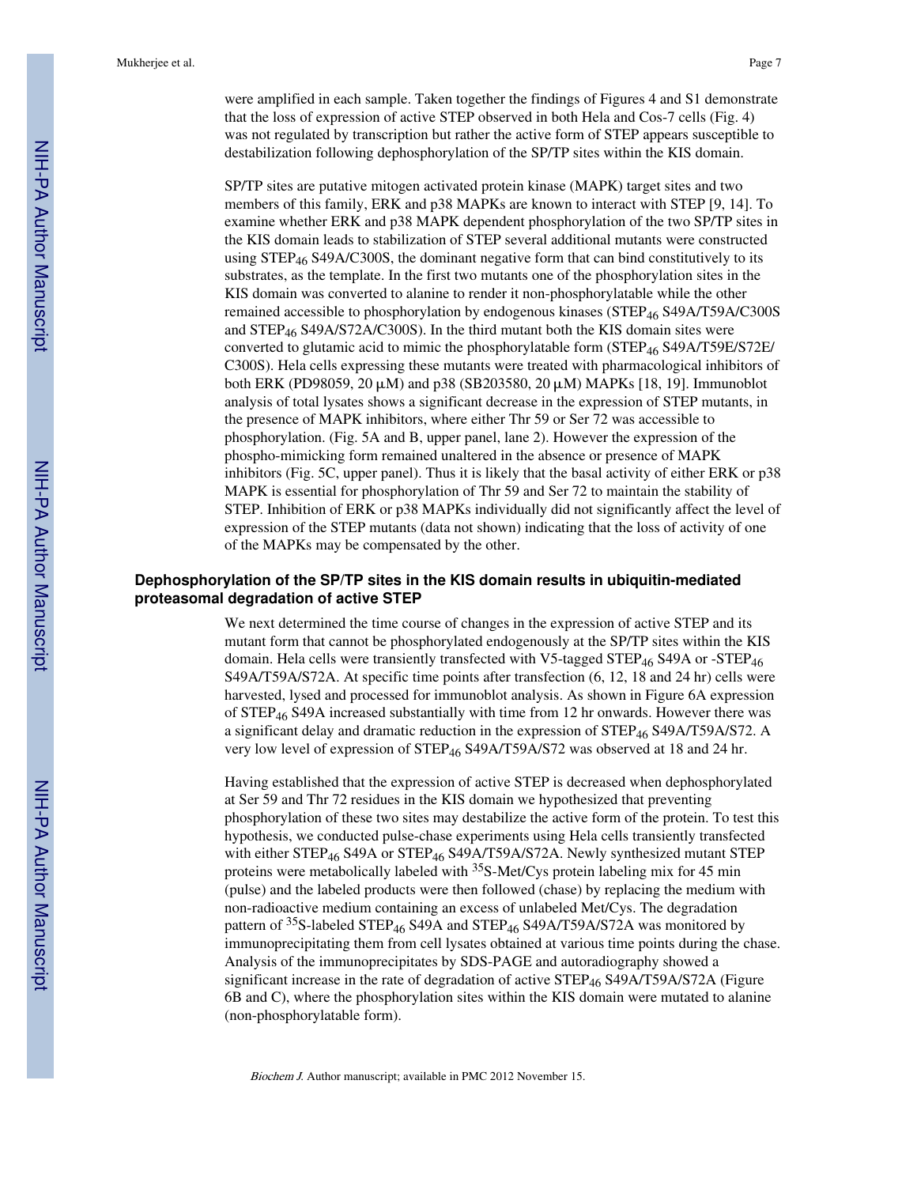were amplified in each sample. Taken together the findings of Figures 4 and S1 demonstrate that the loss of expression of active STEP observed in both Hela and Cos-7 cells (Fig. 4) was not regulated by transcription but rather the active form of STEP appears susceptible to destabilization following dephosphorylation of the SP/TP sites within the KIS domain.

SP/TP sites are putative mitogen activated protein kinase (MAPK) target sites and two members of this family, ERK and p38 MAPKs are known to interact with STEP [9, 14]. To examine whether ERK and p38 MAPK dependent phosphorylation of the two SP/TP sites in the KIS domain leads to stabilization of STEP several additional mutants were constructed using $STEP_{46}$ S49A/C300S, the dominant negative form that can bind constitutively to its substrates, as the template. In the first two mutants one of the phosphorylation sites in the KIS domain was converted to alanine to render it non-phosphorylatable while the other remained accessible to phosphorylation by endogenous kinases ($STEP_{46}$ S49A/T59A/C300S and $STEP_{46}$ S49A/S72A/C300S). In the third mutant both the KIS domain sites were converted to glutamic acid to mimic the phosphorylatable form ($STEP_{46}$ S49A/T59E/S72E/C300S). Hela cells expressing these mutants were treated with pharmacological inhibitors of both ERK (PD98059, 20 μM) and p38 (SB203580, 20 μM) MAPKs [18, 19]. Immunoblot analysis of total lysates shows a significant decrease in the expression of STEP mutants, in the presence of MAPK inhibitors, where either Thr 59 or Ser 72 was accessible to phosphorylation. (Fig. 5A and B, upper panel, lane 2). However the expression of the phospho-mimicking form remained unaltered in the absence or presence of MAPK inhibitors (Fig. 5C, upper panel). Thus it is likely that the basal activity of either ERK or p38 MAPK is essential for phosphorylation of Thr 59 and Ser 72 to maintain the stability of STEP. Inhibition of ERK or p38 MAPKs individually did not significantly affect the level of expression of the STEP mutants (data not shown) indicating that the loss of activity of one of the MAPKs may be compensated by the other.

### Dephosphorylation of the SP/TP sites in the KIS domain results in ubiquitin-mediated proteasomal degradation of active STEP

We next determined the time course of changes in the expression of active STEP and its mutant form that cannot be phosphorylated endogenously at the SP/TP sites within the KIS domain. Hela cells were transiently transfected with V5-tagged $STEP_{46}$ S49A or -$STEP_{46}$ S49A/T59A/S72A. At specific time points after transfection (6, 12, 18 and 24 hr) cells were harvested, lysed and processed for immunoblot analysis. As shown in Figure 6A expression of $STEP_{46}$ S49A increased substantially with time from 12 hr onwards. However there was a significant delay and dramatic reduction in the expression of $STEP_{46}$ S49A/T59A/S72. A very low level of expression of $STEP_{46}$ S49A/T59A/S72 was observed at 18 and 24 hr.

Having established that the expression of active STEP is decreased when dephosphorylated at Ser 59 and Thr 72 residues in the KIS domain we hypothesized that preventing phosphorylation of these two sites may destabilize the active form of the protein. To test this hypothesis, we conducted pulse-chase experiments using Hela cells transiently transfected with either $STEP_{46}$ S49A or $STEP_{46}$ S49A/T59A/S72A. Newly synthesized mutant STEP proteins were metabolically labeled with $^{35}$S-Met/Cys protein labeling mix for 45 min (pulse) and the labeled products were then followed (chase) by replacing the medium with non-radioactive medium containing an excess of unlabeled Met/Cys. The degradation pattern of $^{35}$S-labeled $STEP_{46}$ S49A and $STEP_{46}$ S49A/T59A/S72A was monitored by immunoprecipitating them from cell lysates obtained at various time points during the chase. Analysis of the immunoprecipitates by SDS-PAGE and autoradiography showed a significant increase in the rate of degradation of active $STEP_{46}$ S49A/T59A/S72A (Figure 6B and C), where the phosphorylation sites within the KIS domain were mutated to alanine (non-phosphorylatable form).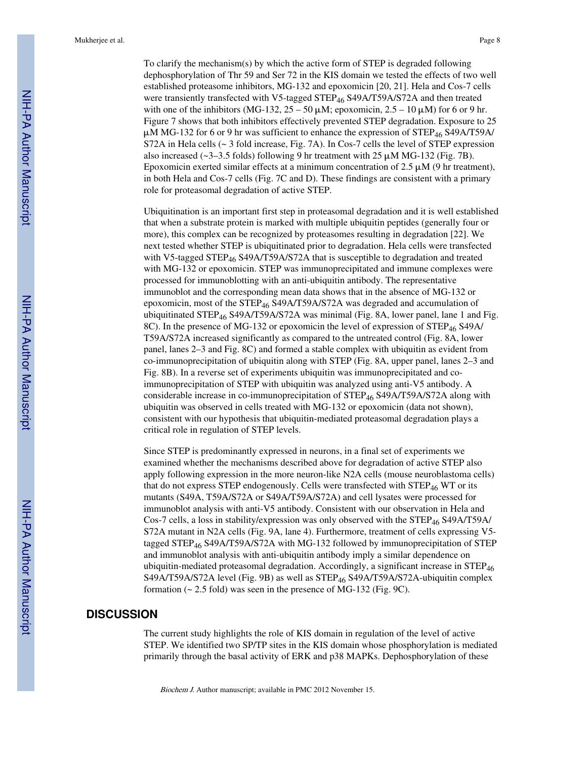To clarify the mechanism(s) by which the active form of STEP is degraded following dephosphorylation of Thr 59 and Ser 72 in the KIS domain we tested the effects of two well established proteasome inhibitors, MG-132 and epoxomicin [20, 21]. Hela and Cos-7 cells were transiently transfected with V5-tagged $STEP_{46}$ S49A/T59A/S72A and then treated with one of the inhibitors (MG-132, 25 – 50 μM; epoxomicin, 2.5 – 10 μM) for 6 or 9 hr. Figure 7 shows that both inhibitors effectively prevented STEP degradation. Exposure to 25 μM MG-132 for 6 or 9 hr was sufficient to enhance the expression of $STEP_{46}$ S49A/T59A/S72A in Hela cells (~ 3 fold increase, Fig. 7A). In Cos-7 cells the level of STEP expression also increased (~3–3.5 folds) following 9 hr treatment with 25 μM MG-132 (Fig. 7B). Epoxomicin exerted similar effects at a minimum concentration of 2.5 μM (9 hr treatment), in both Hela and Cos-7 cells (Fig. 7C and D). These findings are consistent with a primary role for proteasomal degradation of active STEP.

Ubiquitination is an important first step in proteasomal degradation and it is well established that when a substrate protein is marked with multiple ubiquitin peptides (generally four or more), this complex can be recognized by proteasomes resulting in degradation [22]. We next tested whether STEP is ubiquitinated prior to degradation. Hela cells were transfected with V5-tagged $STEP_{46}$ S49A/T59A/S72A that is susceptible to degradation and treated with MG-132 or epoxomicin. STEP was immunoprecipitated and immune complexes were processed for immunoblotting with an anti-ubiquitin antibody. The representative immunoblot and the corresponding mean data shows that in the absence of MG-132 or epoxomicin, most of the $STEP_{46}$ S49A/T59A/S72A was degraded and accumulation of ubiquitinated $STEP_{46}$ S49A/T59A/S72A was minimal (Fig. 8A, lower panel, lane 1 and Fig. 8C). In the presence of MG-132 or epoxomicin the level of expression of $STEP_{46}$ S49A/T59A/S72A increased significantly as compared to the untreated control (Fig. 8A, lower panel, lanes 2–3 and Fig. 8C) and formed a stable complex with ubiquitin as evident from co-immunoprecipitation of ubiquitin along with STEP (Fig. 8A, upper panel, lanes 2–3 and Fig. 8B). In a reverse set of experiments ubiquitin was immunoprecipitated and co-immunoprecipitation of STEP with ubiquitin was analyzed using anti-V5 antibody. A considerable increase in co-immunoprecipitation of $STEP_{46}$ S49A/T59A/S72A along with ubiquitin was observed in cells treated with MG-132 or epoxomicin (data not shown), consistent with our hypothesis that ubiquitin-mediated proteasomal degradation plays a critical role in regulation of STEP levels.

Since STEP is predominantly expressed in neurons, in a final set of experiments we examined whether the mechanisms described above for degradation of active STEP also apply following expression in the more neuron-like N2A cells (mouse neuroblastoma cells) that do not express STEP endogenously. Cells were transfected with $STEP_{46}$ WT or its mutants (S49A, T59A/S72A or S49A/T59A/S72A) and cell lysates were processed for immunoblot analysis with anti-V5 antibody. Consistent with our observation in Hela and Cos-7 cells, a loss in stability/expression was only observed with the $STEP_{46}$ S49A/T59A/S72A mutant in N2A cells (Fig. 9A, lane 4). Furthermore, treatment of cells expressing V5-tagged $STEP_{46}$ S49A/T59A/S72A with MG-132 followed by immunoprecipitation of STEP and immunoblot analysis with anti-ubiquitin antibody imply a similar dependence on ubiquitin-mediated proteasomal degradation. Accordingly, a significant increase in $STEP_{46}$ S49A/T59A/S72A level (Fig. 9B) as well as $STEP_{46}$ S49A/T59A/S72A-ubiquitin complex formation (~ 2.5 fold) was seen in the presence of MG-132 (Fig. 9C).

## DISCUSSION

The current study highlights the role of KIS domain in regulation of the level of active STEP. We identified two SP/TP sites in the KIS domain whose phosphorylation is mediated primarily through the basal activity of ERK and p38 MAPKs. Dephosphorylation of these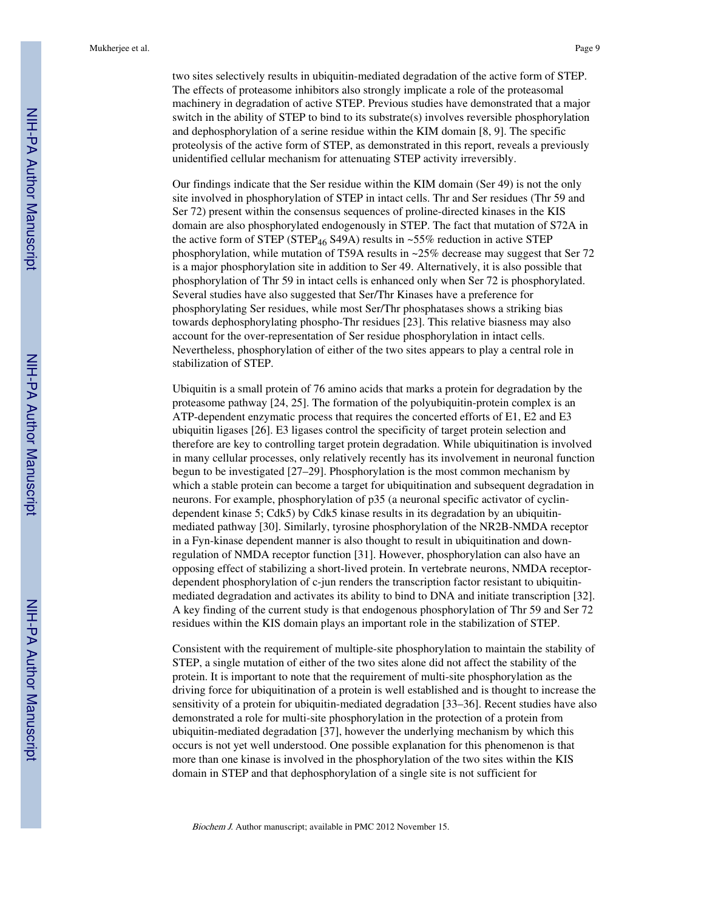two sites selectively results in ubiquitin-mediated degradation of the active form of STEP. The effects of proteasome inhibitors also strongly implicate a role of the proteasomal machinery in degradation of active STEP. Previous studies have demonstrated that a major switch in the ability of STEP to bind to its substrate(s) involves reversible phosphorylation and dephosphorylation of a serine residue within the KIM domain [8, 9]. The specific proteolysis of the active form of STEP, as demonstrated in this report, reveals a previously unidentified cellular mechanism for attenuating STEP activity irreversibly.

Our findings indicate that the Ser residue within the KIM domain (Ser 49) is not the only site involved in phosphorylation of STEP in intact cells. Thr and Ser residues (Thr 59 and Ser 72) present within the consensus sequences of proline-directed kinases in the KIS domain are also phosphorylated endogenously in STEP. The fact that mutation of S72A in the active form of STEP ($STEP_{46}$ S49A) results in ~55% reduction in active STEP phosphorylation, while mutation of T59A results in ~25% decrease may suggest that Ser 72 is a major phosphorylation site in addition to Ser 49. Alternatively, it is also possible that phosphorylation of Thr 59 in intact cells is enhanced only when Ser 72 is phosphorylated. Several studies have also suggested that Ser/Thr Kinases have a preference for phosphorylating Ser residues, while most Ser/Thr phosphatases shows a striking bias towards dephosphorylating phospho-Thr residues [23]. This relative biasness may also account for the over-representation of Ser residue phosphorylation in intact cells. Nevertheless, phosphorylation of either of the two sites appears to play a central role in stabilization of STEP.

Ubiquitin is a small protein of 76 amino acids that marks a protein for degradation by the proteasome pathway [24, 25]. The formation of the polyubiquitin-protein complex is an ATP-dependent enzymatic process that requires the concerted efforts of E1, E2 and E3 ubiquitin ligases [26]. E3 ligases control the specificity of target protein selection and therefore are key to controlling target protein degradation. While ubiquitination is involved in many cellular processes, only relatively recently has its involvement in neuronal function begun to be investigated [27–29]. Phosphorylation is the most common mechanism by which a stable protein can become a target for ubiquitination and subsequent degradation in neurons. For example, phosphorylation of p35 (a neuronal specific activator of cyclin-dependent kinase 5; Cdk5) by Cdk5 kinase results in its degradation by an ubiquitin-mediated pathway [30]. Similarly, tyrosine phosphorylation of the NR2B-NMDA receptor in a Fyn-kinase dependent manner is also thought to result in ubiquitination and down-regulation of NMDA receptor function [31]. However, phosphorylation can also have an opposing effect of stabilizing a short-lived protein. In vertebrate neurons, NMDA receptor-dependent phosphorylation of c-jun renders the transcription factor resistant to ubiquitin-mediated degradation and activates its ability to bind to DNA and initiate transcription [32]. A key finding of the current study is that endogenous phosphorylation of Thr 59 and Ser 72 residues within the KIS domain plays an important role in the stabilization of STEP.

Consistent with the requirement of multiple-site phosphorylation to maintain the stability of STEP, a single mutation of either of the two sites alone did not affect the stability of the protein. It is important to note that the requirement of multi-site phosphorylation as the driving force for ubiquitination of a protein is well established and is thought to increase the sensitivity of a protein for ubiquitin-mediated degradation [33–36]. Recent studies have also demonstrated a role for multi-site phosphorylation in the protection of a protein from ubiquitin-mediated degradation [37], however the underlying mechanism by which this occurs is not yet well understood. One possible explanation for this phenomenon is that more than one kinase is involved in the phosphorylation of the two sites within the KIS domain in STEP and that dephosphorylation of a single site is not sufficient for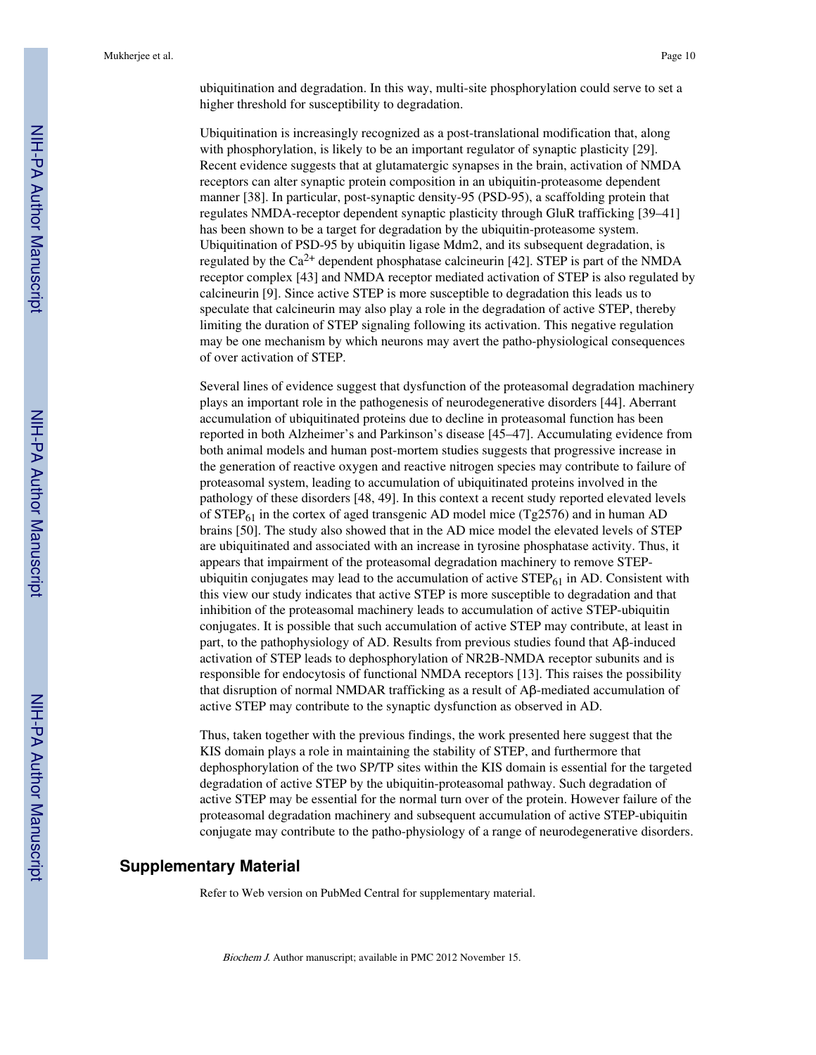ubiquitination and degradation. In this way, multi-site phosphorylation could serve to set a higher threshold for susceptibility to degradation.

Ubiquitination is increasingly recognized as a post-translational modification that, along with phosphorylation, is likely to be an important regulator of synaptic plasticity [29]. Recent evidence suggests that at glutamatergic synapses in the brain, activation of NMDA receptors can alter synaptic protein composition in an ubiquitin-proteasome dependent manner [38]. In particular, post-synaptic density-95 (PSD-95), a scaffolding protein that regulates NMDA-receptor dependent synaptic plasticity through GluR trafficking [39–41] has been shown to be a target for degradation by the ubiquitin-proteasome system. Ubiquitination of PSD-95 by ubiquitin ligase Mdm2, and its subsequent degradation, is regulated by the $Ca^{2+}$ dependent phosphatase calcineurin [42]. STEP is part of the NMDA receptor complex [43] and NMDA receptor mediated activation of STEP is also regulated by calcineurin [9]. Since active STEP is more susceptible to degradation this leads us to speculate that calcineurin may also play a role in the degradation of active STEP, thereby limiting the duration of STEP signaling following its activation. This negative regulation may be one mechanism by which neurons may avert the patho-physiological consequences of over activation of STEP.

Several lines of evidence suggest that dysfunction of the proteasomal degradation machinery plays an important role in the pathogenesis of neurodegenerative disorders [44]. Aberrant accumulation of ubiquitinated proteins due to decline in proteasomal function has been reported in both Alzheimer's and Parkinson's disease [45–47]. Accumulating evidence from both animal models and human post-mortem studies suggests that progressive increase in the generation of reactive oxygen and reactive nitrogen species may contribute to failure of proteasomal system, leading to accumulation of ubiquitinated proteins involved in the pathology of these disorders [48, 49]. In this context a recent study reported elevated levels of $STEP_{61}$ in the cortex of aged transgenic AD model mice (Tg2576) and in human AD brains [50]. The study also showed that in the AD mice model the elevated levels of STEP are ubiquitinated and associated with an increase in tyrosine phosphatase activity. Thus, it appears that impairment of the proteasomal degradation machinery to remove STEP-ubiquitin conjugates may lead to the accumulation of active $STEP_{61}$ in AD. Consistent with this view our study indicates that active STEP is more susceptible to degradation and that inhibition of the proteasomal machinery leads to accumulation of active STEP-ubiquitin conjugates. It is possible that such accumulation of active STEP may contribute, at least in part, to the pathophysiology of AD. Results from previous studies found that Aβ-induced activation of STEP leads to dephosphorylation of NR2B-NMDA receptor subunits and is responsible for endocytosis of functional NMDA receptors [13]. This raises the possibility that disruption of normal NMDAR trafficking as a result of Aβ-mediated accumulation of active STEP may contribute to the synaptic dysfunction as observed in AD.

Thus, taken together with the previous findings, the work presented here suggest that the KIS domain plays a role in maintaining the stability of STEP, and furthermore that dephosphorylation of the two SP/TP sites within the KIS domain is essential for the targeted degradation of active STEP by the ubiquitin-proteasomal pathway. Such degradation of active STEP may be essential for the normal turn over of the protein. However failure of the proteasomal degradation machinery and subsequent accumulation of active STEP-ubiquitin conjugate may contribute to the patho-physiology of a range of neurodegenerative disorders.

## Supplementary Material

Refer to Web version on PubMed Central for supplementary material.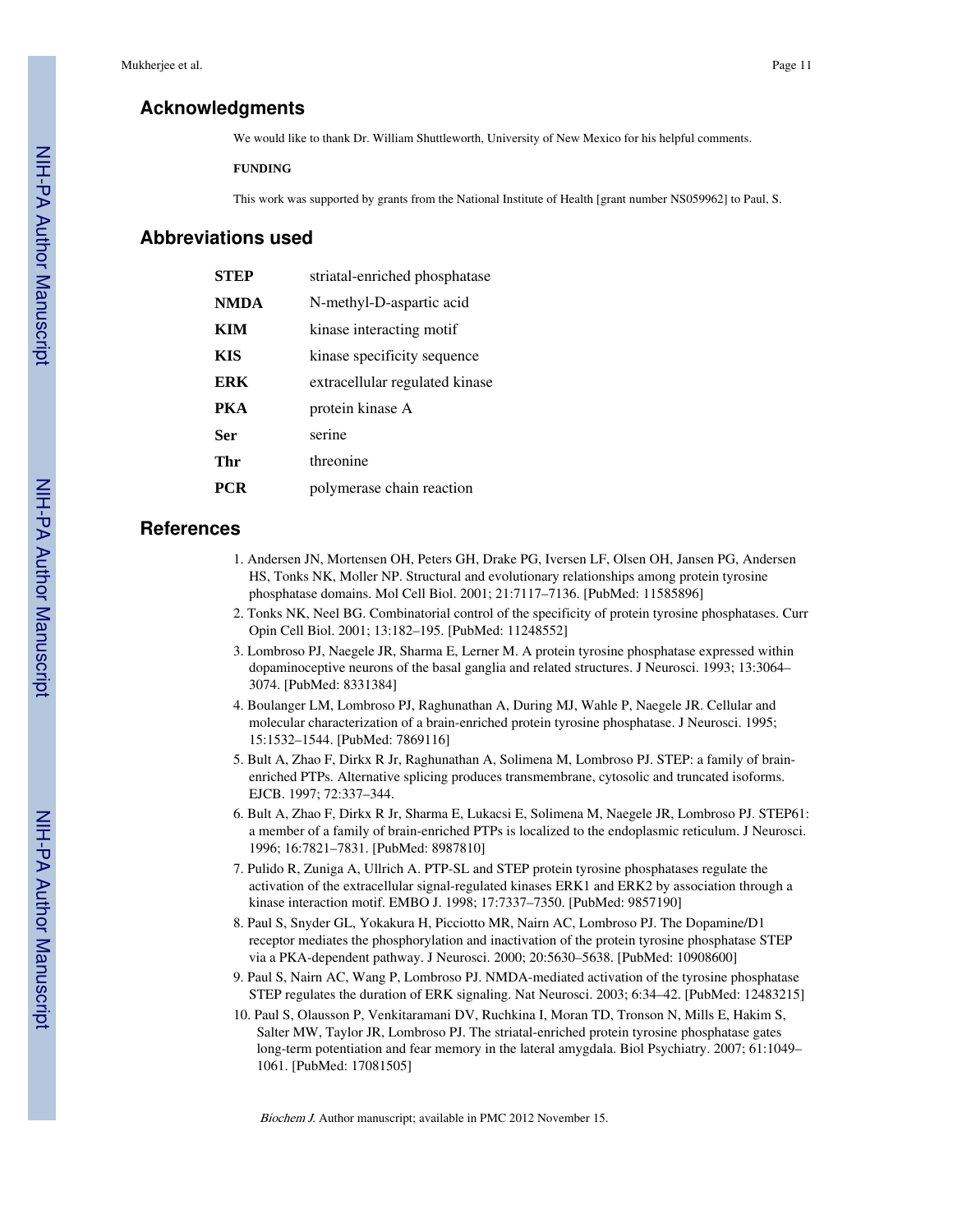## Acknowledgments

We would like to thank Dr. William Shuttleworth, University of New Mexico for his helpful comments.

**FUNDING**

This work was supported by grants from the National Institute of Health [grant number NS059962] to Paul, S.

## Abbreviations used

| | |
|---|---|
| **STEP** | striatal-enriched phosphatase |
| **NMDA** | N-methyl-D-aspartic acid |
| **KIM** | kinase interacting motif |
| **KIS** | kinase specificity sequence |
| **ERK** | extracellular regulated kinase |
| **PKA** | protein kinase A |
| **Ser** | serine |
| **Thr** | threonine |
| **PCR** | polymerase chain reaction |

## References

1. Andersen JN, Mortensen OH, Peters GH, Drake PG, Iversen LF, Olsen OH, Jansen PG, Andersen HS, Tonks NK, Moller NP. Structural and evolutionary relationships among protein tyrosine phosphatase domains. Mol Cell Biol. 2001; 21:7117–7136. [PubMed: 11585896]
2. Tonks NK, Neel BG. Combinatorial control of the specificity of protein tyrosine phosphatases. Curr Opin Cell Biol. 2001; 13:182–195. [PubMed: 11248552]
3. Lombroso PJ, Naegele JR, Sharma E, Lerner M. A protein tyrosine phosphatase expressed within dopaminoceptive neurons of the basal ganglia and related structures. J Neurosci. 1993; 13:3064–3074. [PubMed: 8331384]
4. Boulanger LM, Lombroso PJ, Raghunathan A, During MJ, Wahle P, Naegele JR. Cellular and molecular characterization of a brain-enriched protein tyrosine phosphatase. J Neurosci. 1995; 15:1532–1544. [PubMed: 7869116]
5. Bult A, Zhao F, Dirkx R Jr, Raghunathan A, Solimena M, Lombroso PJ. STEP: a family of brain-enriched PTPs. Alternative splicing produces transmembrane, cytosolic and truncated isoforms. EJCB. 1997; 72:337–344.
6. Bult A, Zhao F, Dirkx R Jr, Sharma E, Lukacsi E, Solimena M, Naegele JR, Lombroso PJ. STEP61: a member of a family of brain-enriched PTPs is localized to the endoplasmic reticulum. J Neurosci. 1996; 16:7821–7831. [PubMed: 8987810]
7. Pulido R, Zuniga A, Ullrich A. PTP-SL and STEP protein tyrosine phosphatases regulate the activation of the extracellular signal-regulated kinases ERK1 and ERK2 by association through a kinase interaction motif. EMBO J. 1998; 17:7337–7350. [PubMed: 9857190]
8. Paul S, Snyder GL, Yokakura H, Picciotto MR, Nairn AC, Lombroso PJ. The Dopamine/D1 receptor mediates the phosphorylation and inactivation of the protein tyrosine phosphatase STEP via a PKA-dependent pathway. J Neurosci. 2000; 20:5630–5638. [PubMed: 10908600]
9. Paul S, Nairn AC, Wang P, Lombroso PJ. NMDA-mediated activation of the tyrosine phosphatase STEP regulates the duration of ERK signaling. Nat Neurosci. 2003; 6:34–42. [PubMed: 12483215]
10. Paul S, Olausson P, Venkitaramani DV, Ruchkina I, Moran TD, Tronson N, Mills E, Hakim S, Salter MW, Taylor JR, Lombroso PJ. The striatal-enriched protein tyrosine phosphatase gates long-term potentiation and fear memory in the lateral amygdala. Biol Psychiatry. 2007; 61:1049–1061. [PubMed: 17081505]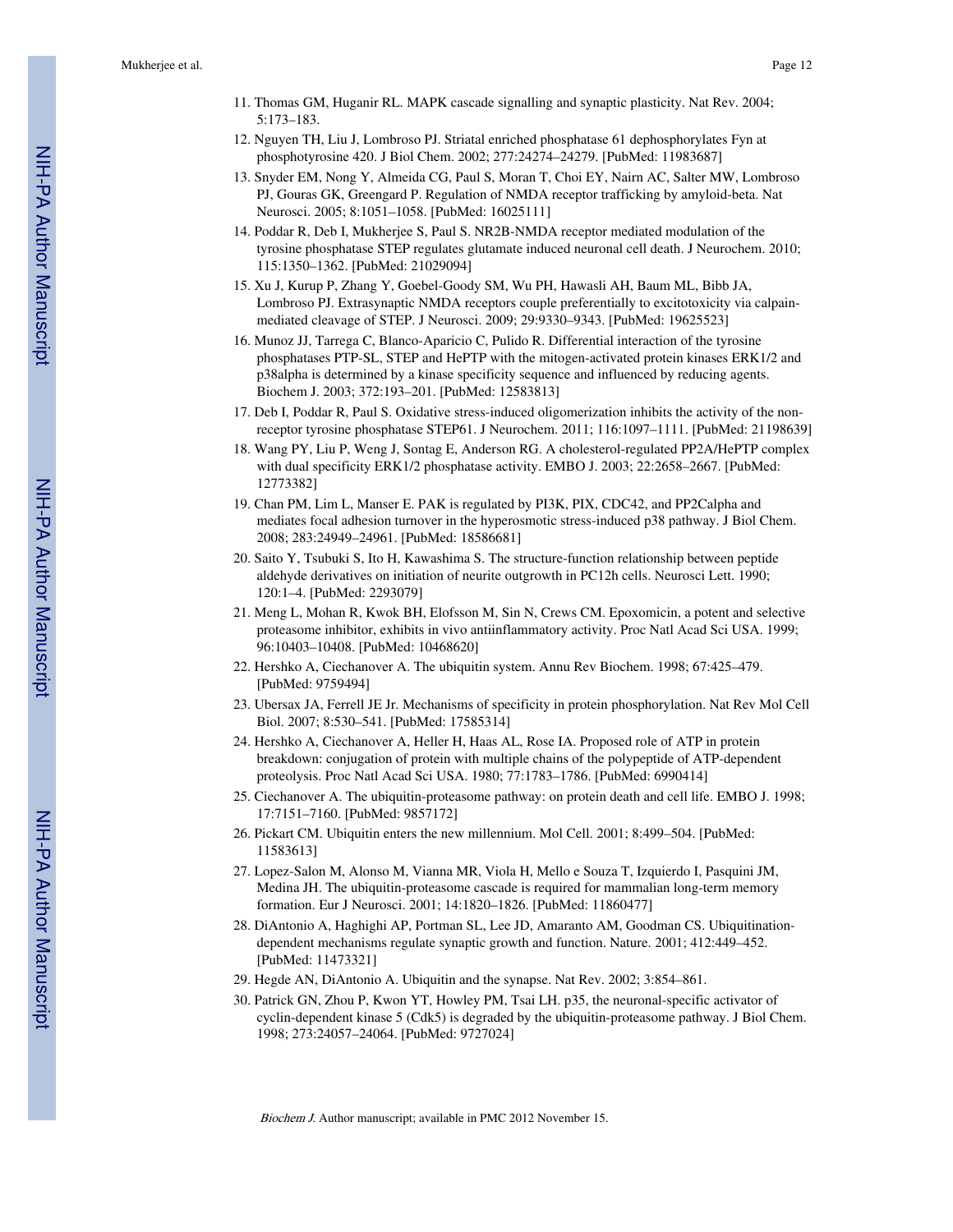11. Thomas GM, Huganir RL. MAPK cascade signalling and synaptic plasticity. Nat Rev. 2004; 5:173–183.
12. Nguyen TH, Liu J, Lombroso PJ. Striatal enriched phosphatase 61 dephosphorylates Fyn at phosphotyrosine 420. J Biol Chem. 2002; 277:24274–24279. [PubMed: 11983687]
13. Snyder EM, Nong Y, Almeida CG, Paul S, Moran T, Choi EY, Nairn AC, Salter MW, Lombroso PJ, Gouras GK, Greengard P. Regulation of NMDA receptor trafficking by amyloid-beta. Nat Neurosci. 2005; 8:1051–1058. [PubMed: 16025111]
14. Poddar R, Deb I, Mukherjee S, Paul S. NR2B-NMDA receptor mediated modulation of the tyrosine phosphatase STEP regulates glutamate induced neuronal cell death. J Neurochem. 2010; 115:1350–1362. [PubMed: 21029094]
15. Xu J, Kurup P, Zhang Y, Goebel-Goody SM, Wu PH, Hawasli AH, Baum ML, Bibb JA, Lombroso PJ. Extrasynaptic NMDA receptors couple preferentially to excitotoxicity via calpain-mediated cleavage of STEP. J Neurosci. 2009; 29:9330–9343. [PubMed: 19625523]
16. Munoz JJ, Tarrega C, Blanco-Aparicio C, Pulido R. Differential interaction of the tyrosine phosphatases PTP-SL, STEP and HePTP with the mitogen-activated protein kinases ERK1/2 and p38alpha is determined by a kinase specificity sequence and influenced by reducing agents. Biochem J. 2003; 372:193–201. [PubMed: 12583813]
17. Deb I, Poddar R, Paul S. Oxidative stress-induced oligomerization inhibits the activity of the non-receptor tyrosine phosphatase STEP61. J Neurochem. 2011; 116:1097–1111. [PubMed: 21198639]
18. Wang PY, Liu P, Weng J, Sontag E, Anderson RG. A cholesterol-regulated PP2A/HePTP complex with dual specificity ERK1/2 phosphatase activity. EMBO J. 2003; 22:2658–2667. [PubMed: 12773382]
19. Chan PM, Lim L, Manser E. PAK is regulated by PI3K, PIX, CDC42, and PP2Calpha and mediates focal adhesion turnover in the hyperosmotic stress-induced p38 pathway. J Biol Chem. 2008; 283:24949–24961. [PubMed: 18586681]
20. Saito Y, Tsubuki S, Ito H, Kawashima S. The structure-function relationship between peptide aldehyde derivatives on initiation of neurite outgrowth in PC12h cells. Neurosci Lett. 1990; 120:1–4. [PubMed: 2293079]
21. Meng L, Mohan R, Kwok BH, Elofsson M, Sin N, Crews CM. Epoxomicin, a potent and selective proteasome inhibitor, exhibits in vivo antiinflammatory activity. Proc Natl Acad Sci USA. 1999; 96:10403–10408. [PubMed: 10468620]
22. Hershko A, Ciechanover A. The ubiquitin system. Annu Rev Biochem. 1998; 67:425–479. [PubMed: 9759494]
23. Ubersax JA, Ferrell JE Jr. Mechanisms of specificity in protein phosphorylation. Nat Rev Mol Cell Biol. 2007; 8:530–541. [PubMed: 17585314]
24. Hershko A, Ciechanover A, Heller H, Haas AL, Rose IA. Proposed role of ATP in protein breakdown: conjugation of protein with multiple chains of the polypeptide of ATP-dependent proteolysis. Proc Natl Acad Sci USA. 1980; 77:1783–1786. [PubMed: 6990414]
25. Ciechanover A. The ubiquitin-proteasome pathway: on protein death and cell life. EMBO J. 1998; 17:7151–7160. [PubMed: 9857172]
26. Pickart CM. Ubiquitin enters the new millennium. Mol Cell. 2001; 8:499–504. [PubMed: 11583613]
27. Lopez-Salon M, Alonso M, Vianna MR, Viola H, Mello e Souza T, Izquierdo I, Pasquini JM, Medina JH. The ubiquitin-proteasome cascade is required for mammalian long-term memory formation. Eur J Neurosci. 2001; 14:1820–1826. [PubMed: 11860477]
28. DiAntonio A, Haghighi AP, Portman SL, Lee JD, Amaranto AM, Goodman CS. Ubiquitination-dependent mechanisms regulate synaptic growth and function. Nature. 2001; 412:449–452. [PubMed: 11473321]
29. Hegde AN, DiAntonio A. Ubiquitin and the synapse. Nat Rev. 2002; 3:854–861.
30. Patrick GN, Zhou P, Kwon YT, Howley PM, Tsai LH. p35, the neuronal-specific activator of cyclin-dependent kinase 5 (Cdk5) is degraded by the ubiquitin-proteasome pathway. J Biol Chem. 1998; 273:24057–24064. [PubMed: 9727024]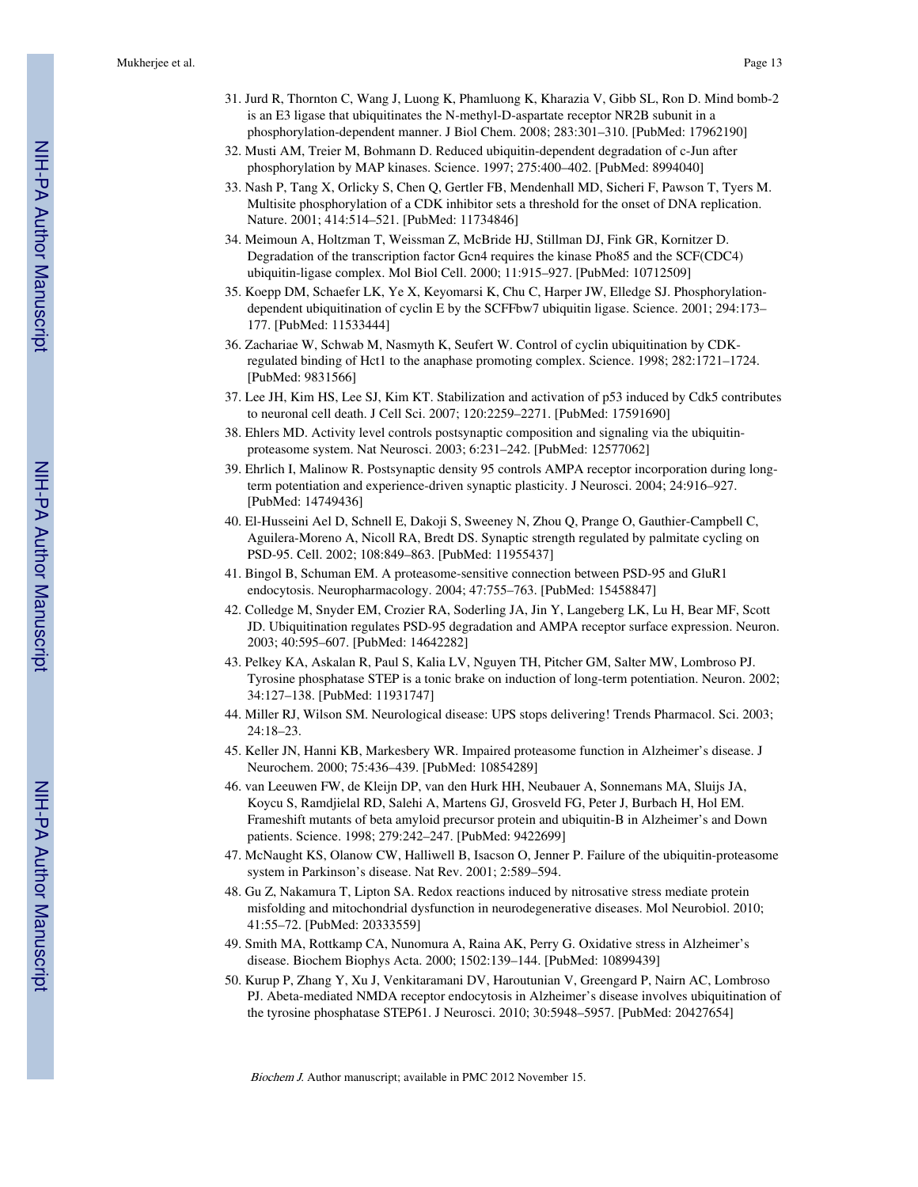31. Jurd R, Thornton C, Wang J, Luong K, Phamluong K, Kharazia V, Gibb SL, Ron D. Mind bomb-2 is an E3 ligase that ubiquitinates the N-methyl-D-aspartate receptor NR2B subunit in a phosphorylation-dependent manner. J Biol Chem. 2008; 283:301–310. [PubMed: 17962190]
32. Musti AM, Treier M, Bohmann D. Reduced ubiquitin-dependent degradation of c-Jun after phosphorylation by MAP kinases. Science. 1997; 275:400–402. [PubMed: 8994040]
33. Nash P, Tang X, Orlicky S, Chen Q, Gertler FB, Mendenhall MD, Sicheri F, Pawson T, Tyers M. Multisite phosphorylation of a CDK inhibitor sets a threshold for the onset of DNA replication. Nature. 2001; 414:514–521. [PubMed: 11734846]
34. Meimoun A, Holtzman T, Weissman Z, McBride HJ, Stillman DJ, Fink GR, Kornitzer D. Degradation of the transcription factor Gcn4 requires the kinase Pho85 and the SCF(CDC4) ubiquitin-ligase complex. Mol Biol Cell. 2000; 11:915–927. [PubMed: 10712509]
35. Koepp DM, Schaefer LK, Ye X, Keyomarsi K, Chu C, Harper JW, Elledge SJ. Phosphorylation-dependent ubiquitination of cyclin E by the SCFFbw7 ubiquitin ligase. Science. 2001; 294:173–177. [PubMed: 11533444]
36. Zachariae W, Schwab M, Nasmyth K, Seufert W. Control of cyclin ubiquitination by CDK-regulated binding of Hct1 to the anaphase promoting complex. Science. 1998; 282:1721–1724. [PubMed: 9831566]
37. Lee JH, Kim HS, Lee SJ, Kim KT. Stabilization and activation of p53 induced by Cdk5 contributes to neuronal cell death. J Cell Sci. 2007; 120:2259–2271. [PubMed: 17591690]
38. Ehlers MD. Activity level controls postsynaptic composition and signaling via the ubiquitin-proteasome system. Nat Neurosci. 2003; 6:231–242. [PubMed: 12577062]
39. Ehrlich I, Malinow R. Postsynaptic density 95 controls AMPA receptor incorporation during long-term potentiation and experience-driven synaptic plasticity. J Neurosci. 2004; 24:916–927. [PubMed: 14749436]
40. El-Husseini Ael D, Schnell E, Dakoji S, Sweeney N, Zhou Q, Prange O, Gauthier-Campbell C, Aguilera-Moreno A, Nicoll RA, Bredt DS. Synaptic strength regulated by palmitate cycling on PSD-95. Cell. 2002; 108:849–863. [PubMed: 11955437]
41. Bingol B, Schuman EM. A proteasome-sensitive connection between PSD-95 and GluR1 endocytosis. Neuropharmacology. 2004; 47:755–763. [PubMed: 15458847]
42. Colledge M, Snyder EM, Crozier RA, Soderling JA, Jin Y, Langeberg LK, Lu H, Bear MF, Scott JD. Ubiquitination regulates PSD-95 degradation and AMPA receptor surface expression. Neuron. 2003; 40:595–607. [PubMed: 14642282]
43. Pelkey KA, Askalan R, Paul S, Kalia LV, Nguyen TH, Pitcher GM, Salter MW, Lombroso PJ. Tyrosine phosphatase STEP is a tonic brake on induction of long-term potentiation. Neuron. 2002; 34:127–138. [PubMed: 11931747]
44. Miller RJ, Wilson SM. Neurological disease: UPS stops delivering! Trends Pharmacol. Sci. 2003; 24:18–23.
45. Keller JN, Hanni KB, Markesbery WR. Impaired proteasome function in Alzheimer's disease. J Neurochem. 2000; 75:436–439. [PubMed: 10854289]
46. van Leeuwen FW, de Kleijn DP, van den Hurk HH, Neubauer A, Sonnemans MA, Sluijs JA, Koycu S, Ramdjielal RD, Salehi A, Martens GJ, Grosveld FG, Peter J, Burbach H, Hol EM. Frameshift mutants of beta amyloid precursor protein and ubiquitin-B in Alzheimer's and Down patients. Science. 1998; 279:242–247. [PubMed: 9422699]
47. McNaught KS, Olanow CW, Halliwell B, Isacson O, Jenner P. Failure of the ubiquitin-proteasome system in Parkinson's disease. Nat Rev. 2001; 2:589–594.
48. Gu Z, Nakamura T, Lipton SA. Redox reactions induced by nitrosative stress mediate protein misfolding and mitochondrial dysfunction in neurodegenerative diseases. Mol Neurobiol. 2010; 41:55–72. [PubMed: 20333559]
49. Smith MA, Rottkamp CA, Nunomura A, Raina AK, Perry G. Oxidative stress in Alzheimer's disease. Biochem Biophys Acta. 2000; 1502:139–144. [PubMed: 10899439]
50. Kurup P, Zhang Y, Xu J, Venkitaramani DV, Haroutunian V, Greengard P, Nairn AC, Lombroso PJ. Abeta-mediated NMDA receptor endocytosis in Alzheimer's disease involves ubiquitination of the tyrosine phosphatase STEP61. J Neurosci. 2010; 30:5948–5957. [PubMed: 20427654]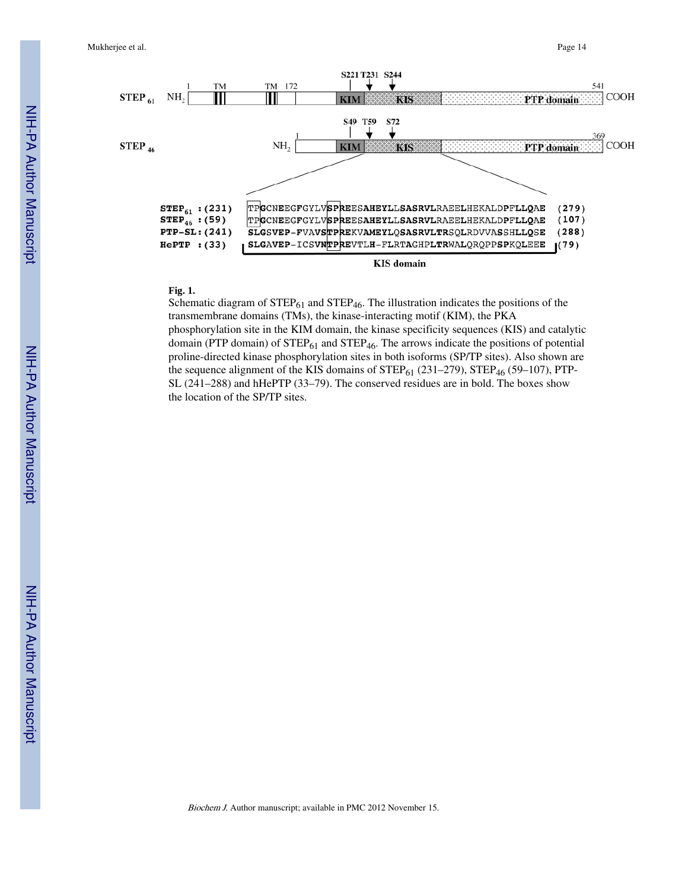**Fig. 1.**

Schematic diagram of $STEP_{61}$ and $STEP_{46}$. The illustration indicates the positions of the transmembrane domains (TMs), the kinase-interacting motif (KIM), the PKA phosphorylation site in the KIM domain, the kinase specificity sequences (KIS) and catalytic domain (PTP domain) of $STEP_{61}$ and $STEP_{46}$. The arrows indicate the positions of potential proline-directed kinase phosphorylation sites in both isoforms (SP/TP sites). Also shown are the sequence alignment of the KIS domains of $STEP_{61}$ (231–279), $STEP_{46}$ (59–107), PTP-SL (241–288) and hHePTP (33–79). The conserved residues are in bold. The boxes show the location of the SP/TP sites.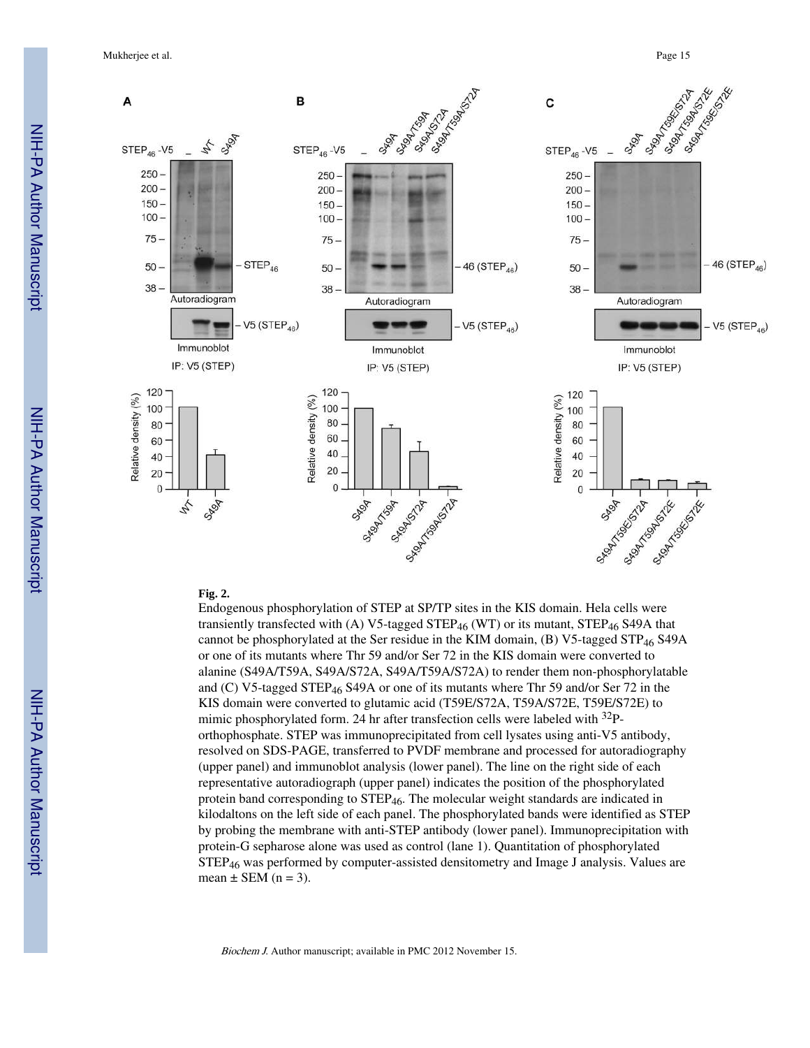**Fig. 2.**

Endogenous phosphorylation of STEP at SP/TP sites in the KIS domain. Hela cells were transiently transfected with (A) V5-tagged $STEP_{46}$ (WT) or its mutant, $STEP_{46}$ S49A that cannot be phosphorylated at the Ser residue in the KIM domain, (B) V5-tagged $STP_{46}$ S49A or one of its mutants where Thr 59 and/or Ser 72 in the KIS domain were converted to alanine (S49A/T59A, S49A/S72A, S49A/T59A/S72A) to render them non-phosphorylatable and (C) V5-tagged $STEP_{46}$ S49A or one of its mutants where Thr 59 and/or Ser 72 in the KIS domain were converted to glutamic acid (T59E/S72A, T59A/S72E, T59E/S72E) to mimic phosphorylated form. 24 hr after transfection cells were labeled with $^{32}P$-orthophosphate. STEP was immunoprecipitated from cell lysates using anti-V5 antibody, resolved on SDS-PAGE, transferred to PVDF membrane and processed for autoradiography (upper panel) and immunoblot analysis (lower panel). The line on the right side of each representative autoradiograph (upper panel) indicates the position of the phosphorylated protein band corresponding to $STEP_{46}$. The molecular weight standards are indicated in kilodaltons on the left side of each panel. The phosphorylated bands were identified as STEP by probing the membrane with anti-STEP antibody (lower panel). Immunoprecipitation with protein-G sepharose alone was used as control (lane 1). Quantitation of phosphorylated $STEP_{46}$ was performed by computer-assisted densitometry and Image J analysis. Values are mean ± SEM (n = 3).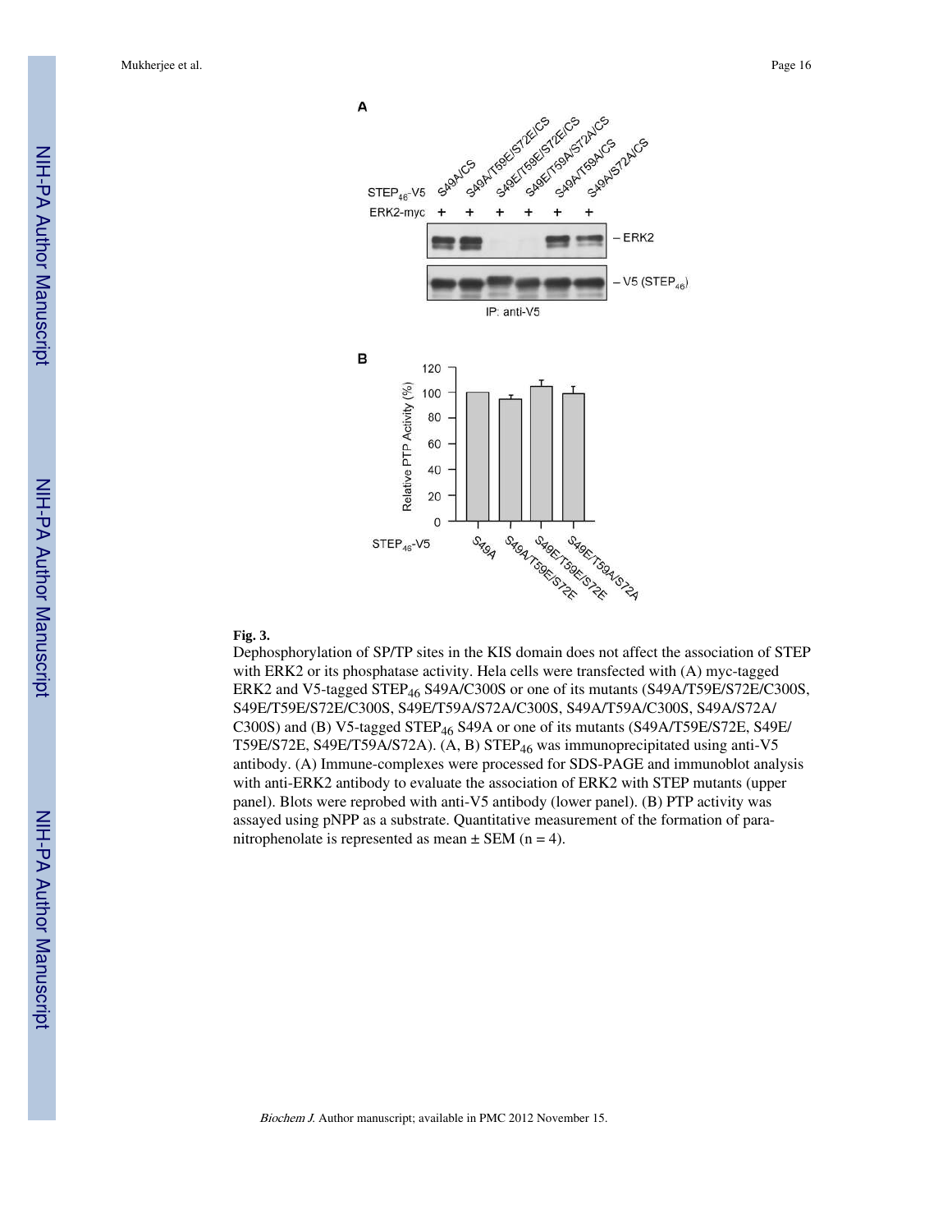**Fig. 3.**

Dephosphorylation of SP/TP sites in the KIS domain does not affect the association of STEP with ERK2 or its phosphatase activity. Hela cells were transfected with (A) myc-tagged ERK2 and V5-tagged $STEP_{46}$ S49A/C300S or one of its mutants (S49A/T59E/S72E/C300S, S49E/T59E/S72E/C300S, S49E/T59A/S72A/C300S, S49A/T59A/C300S, S49A/S72A/C300S) and (B) V5-tagged $STEP_{46}$ S49A or one of its mutants (S49A/T59E/S72E, S49E/T59E/S72E, S49E/T59A/S72A). (A, B) $STEP_{46}$ was immunoprecipitated using anti-V5 antibody. (A) Immune-complexes were processed for SDS-PAGE and immunoblot analysis with anti-ERK2 antibody to evaluate the association of ERK2 with STEP mutants (upper panel). Blots were reprobed with anti-V5 antibody (lower panel). (B) PTP activity was assayed using pNPP as a substrate. Quantitative measurement of the formation of para-nitrophenolate is represented as mean ± SEM (n = 4).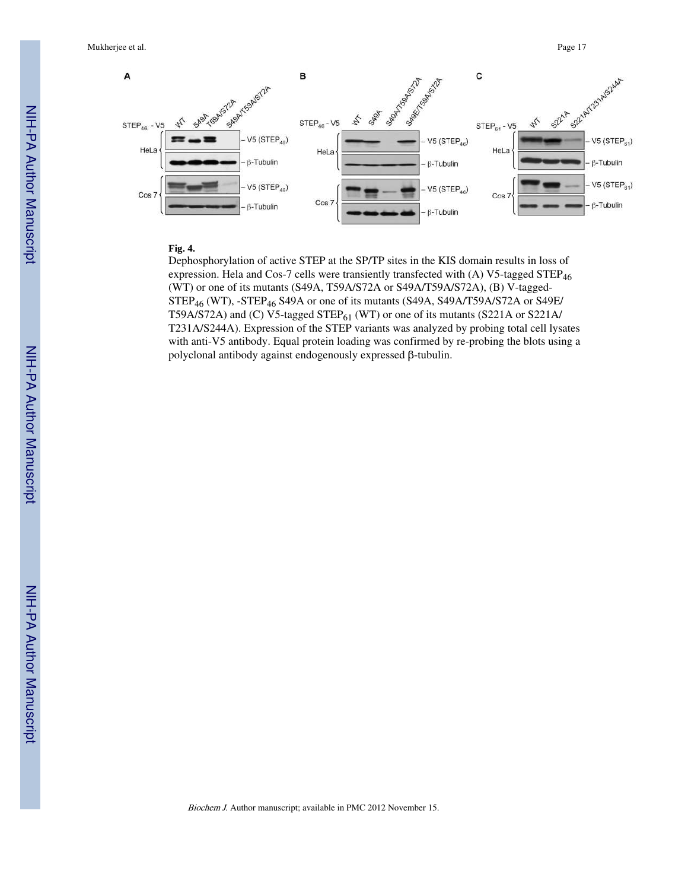**Fig. 4.**

Dephosphorylation of active STEP at the SP/TP sites in the KIS domain results in loss of expression. Hela and Cos-7 cells were transiently transfected with (A) V5-tagged $STEP_{46}$ (WT) or one of its mutants (S49A, T59A/S72A or S49A/T59A/S72A), (B) V-tagged-$STEP_{46}$ (WT), -$STEP_{46}$ S49A or one of its mutants (S49A, S49A/T59A/S72A or S49E/T59A/S72A) and (C) V5-tagged $STEP_{61}$ (WT) or one of its mutants (S221A or S221A/T231A/S244A). Expression of the STEP variants was analyzed by probing total cell lysates with anti-V5 antibody. Equal protein loading was confirmed by re-probing the blots using a polyclonal antibody against endogenously expressed β-tubulin.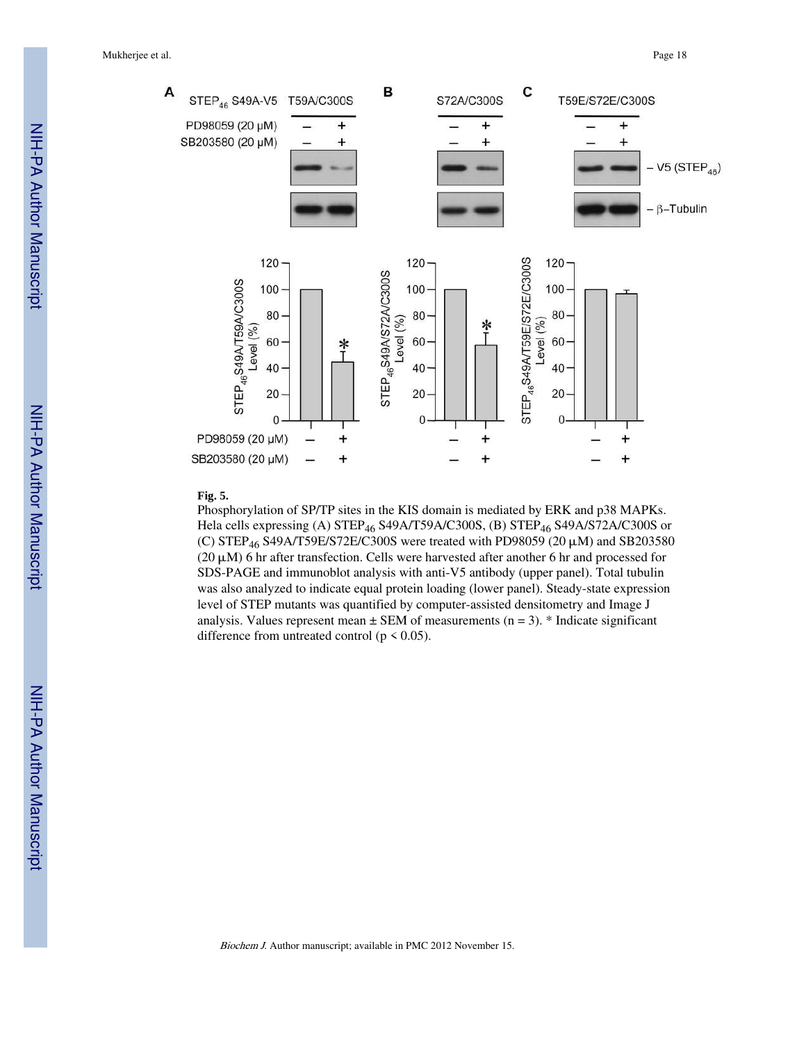**Fig. 5.**

Phosphorylation of SP/TP sites in the KIS domain is mediated by ERK and p38 MAPKs. Hela cells expressing (A) $STEP_{46}$ S49A/T59A/C300S, (B) $STEP_{46}$ S49A/S72A/C300S or (C) $STEP_{46}$ S49A/T59E/S72E/C300S were treated with PD98059 (20 μM) and SB203580 (20 μM) 6 hr after transfection. Cells were harvested after another 6 hr and processed for SDS-PAGE and immunoblot analysis with anti-V5 antibody (upper panel). Total tubulin was also analyzed to indicate equal protein loading (lower panel). Steady-state expression level of STEP mutants was quantified by computer-assisted densitometry and Image J analysis. Values represent mean ± SEM of measurements (n = 3). * Indicate significant difference from untreated control ($p < 0.05$).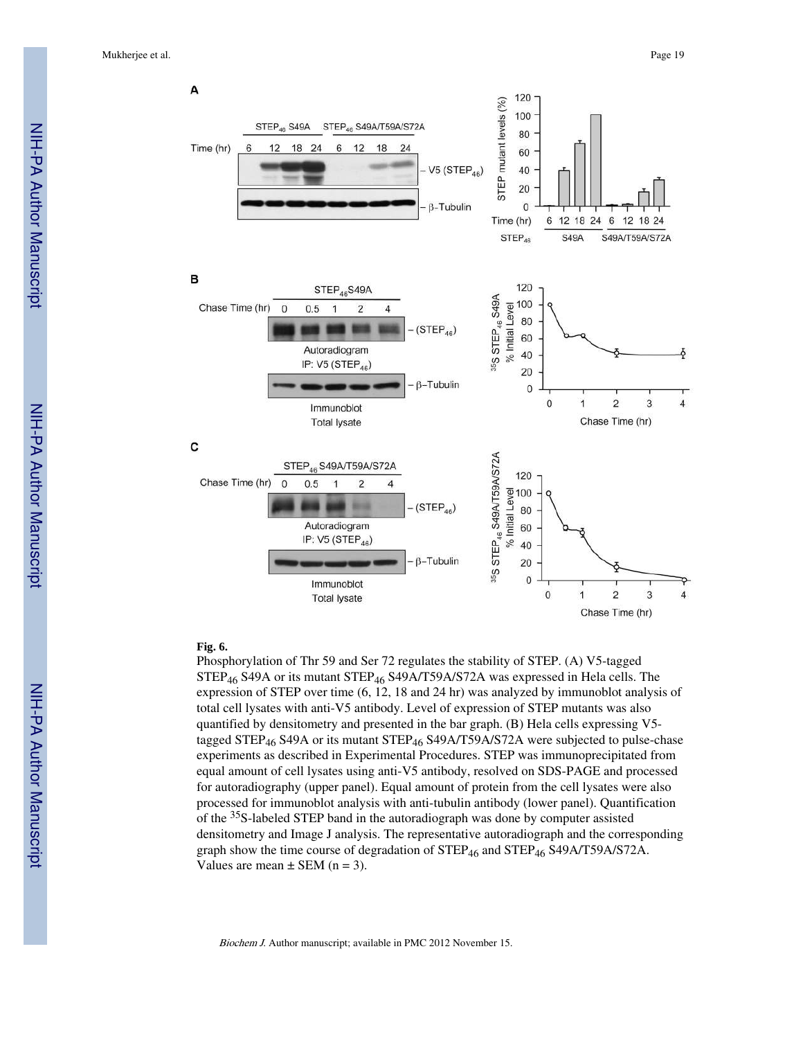**Fig. 6.**

Phosphorylation of Thr 59 and Ser 72 regulates the stability of STEP. (A) V5-tagged $STEP_{46}$ S49A or its mutant $STEP_{46}$ S49A/T59A/S72A was expressed in Hela cells. The expression of STEP over time (6, 12, 18 and 24 hr) was analyzed by immunoblot analysis of total cell lysates with anti-V5 antibody. Level of expression of STEP mutants was also quantified by densitometry and presented in the bar graph. (B) Hela cells expressing V5-tagged $STEP_{46}$ S49A or its mutant $STEP_{46}$ S49A/T59A/S72A were subjected to pulse-chase experiments as described in Experimental Procedures. STEP was immunoprecipitated from equal amount of cell lysates using anti-V5 antibody, resolved on SDS-PAGE and processed for autoradiography (upper panel). Equal amount of protein from the cell lysates were also processed for immunoblot analysis with anti-tubulin antibody (lower panel). Quantification of the $^{35}S$-labeled STEP band in the autoradiograph was done by computer assisted densitometry and Image J analysis. The representative autoradiograph and the corresponding graph show the time course of degradation of $STEP_{46}$ and $STEP_{46}$ S49A/T59A/S72A. Values are mean ± SEM (n = 3).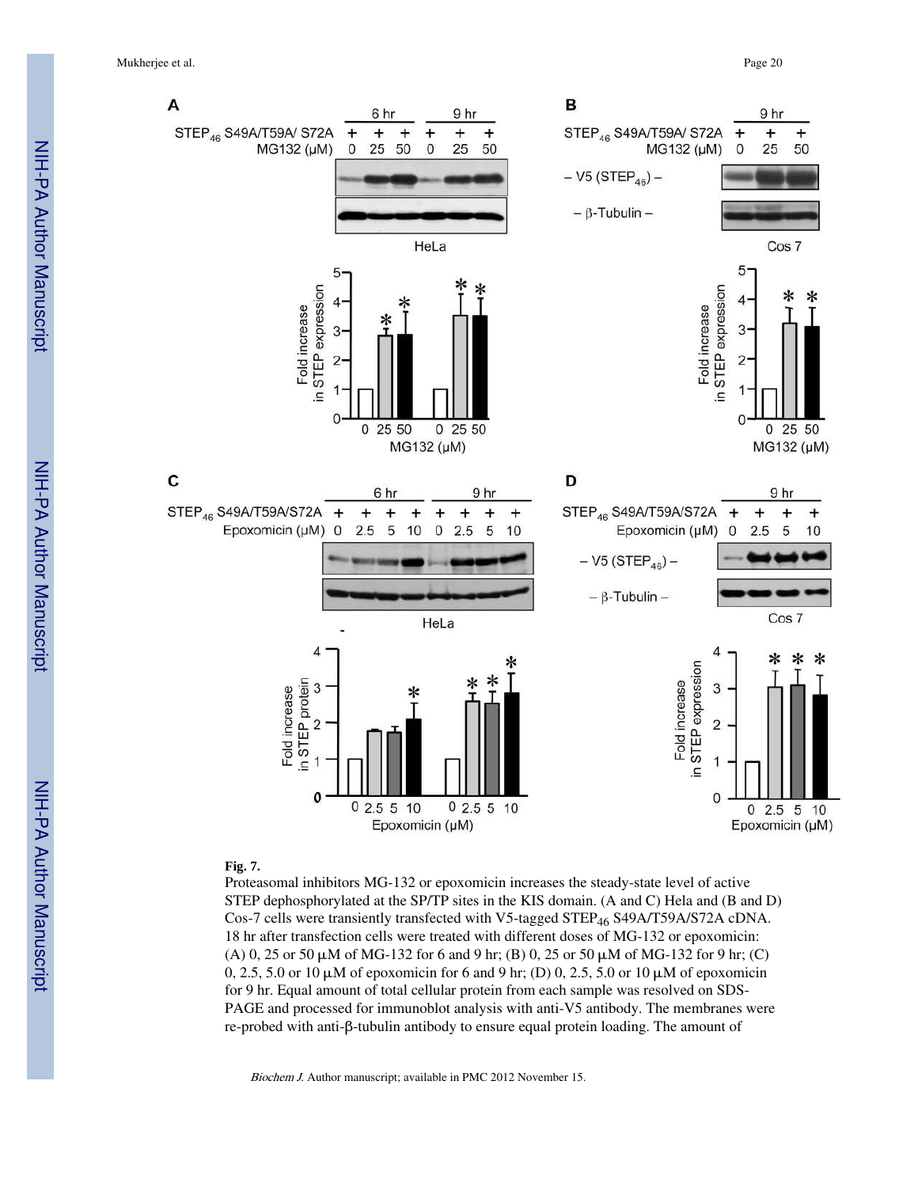**Fig. 7.**

Proteasomal inhibitors MG-132 or epoxomicin increases the steady-state level of active STEP dephosphorylated at the SP/TP sites in the KIS domain. (A and C) Hela and (B and D) Cos-7 cells were transiently transfected with V5-tagged $STEP_{46}$ S49A/T59A/S72A cDNA. 18 hr after transfection cells were treated with different doses of MG-132 or epoxomicin: (A) 0, 25 or 50 μM of MG-132 for 6 and 9 hr; (B) 0, 25 or 50 μM of MG-132 for 9 hr; (C) 0, 2.5, 5.0 or 10 μM of epoxomicin for 6 and 9 hr; (D) 0, 2.5, 5.0 or 10 μM of epoxomicin for 9 hr. Equal amount of total cellular protein from each sample was resolved on SDS-PAGE and processed for immunoblot analysis with anti-V5 antibody. The membranes were re-probed with anti-β-tubulin antibody to ensure equal protein loading. The amount of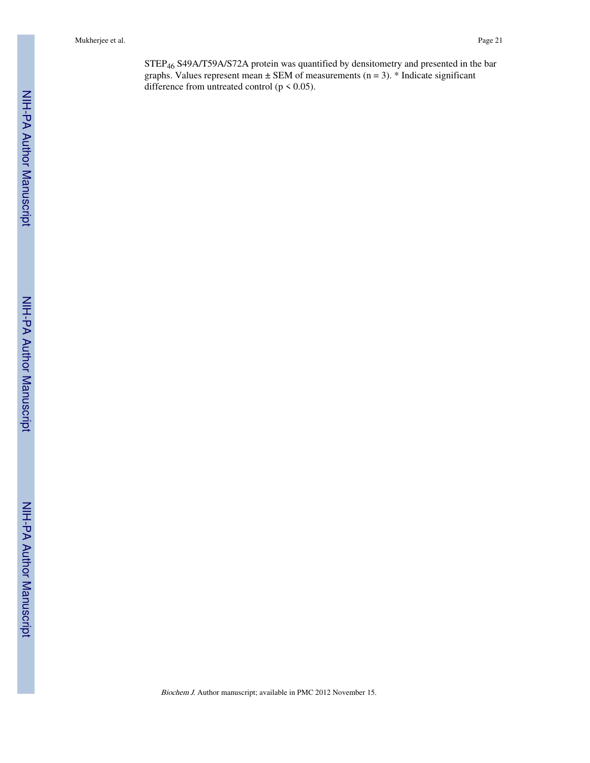$STEP_{46}$ S49A/T59A/S72A protein was quantified by densitometry and presented in the bar graphs. Values represent mean ± SEM of measurements ($n = 3$). * Indicate significant difference from untreated control ($p < 0.05$).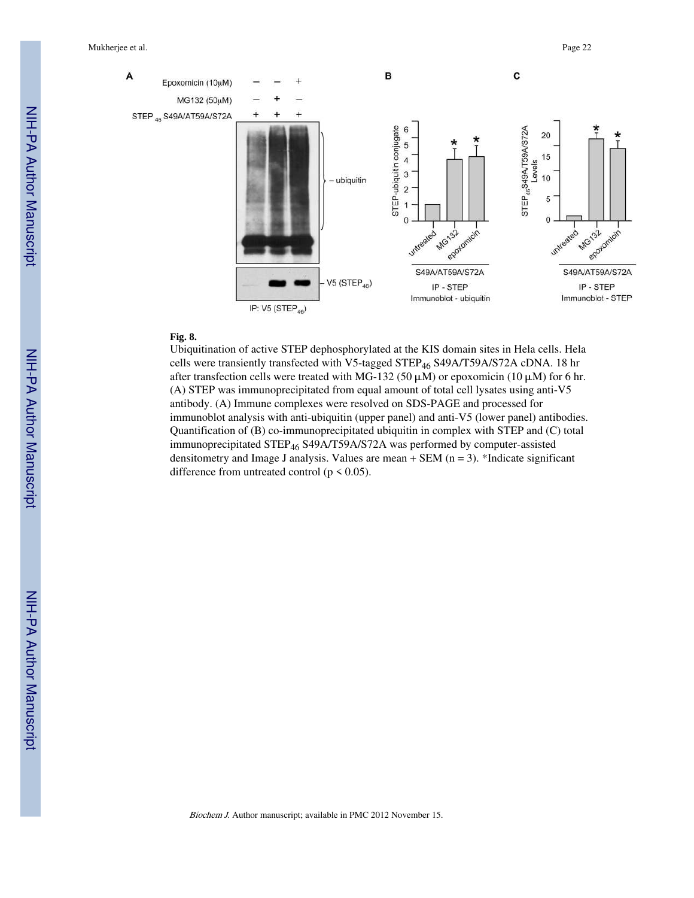**Fig. 8.**

Ubiquitination of active STEP dephosphorylated at the KIS domain sites in Hela cells. Hela cells were transiently transfected with V5-tagged $STEP_{46}$ S49A/T59A/S72A cDNA. 18 hr after transfection cells were treated with MG-132 (50 μM) or epoxomicin (10 μM) for 6 hr. (A) STEP was immunoprecipitated from equal amount of total cell lysates using anti-V5 antibody. (A) Immune complexes were resolved on SDS-PAGE and processed for immunoblot analysis with anti-ubiquitin (upper panel) and anti-V5 (lower panel) antibodies. Quantification of (B) co-immunoprecipitated ubiquitin in complex with STEP and (C) total immunoprecipitated $STEP_{46}$ S49A/T59A/S72A was performed by computer-assisted densitometry and Image J analysis. Values are mean + SEM (n = 3). *Indicate significant difference from untreated control ($p < 0.05$).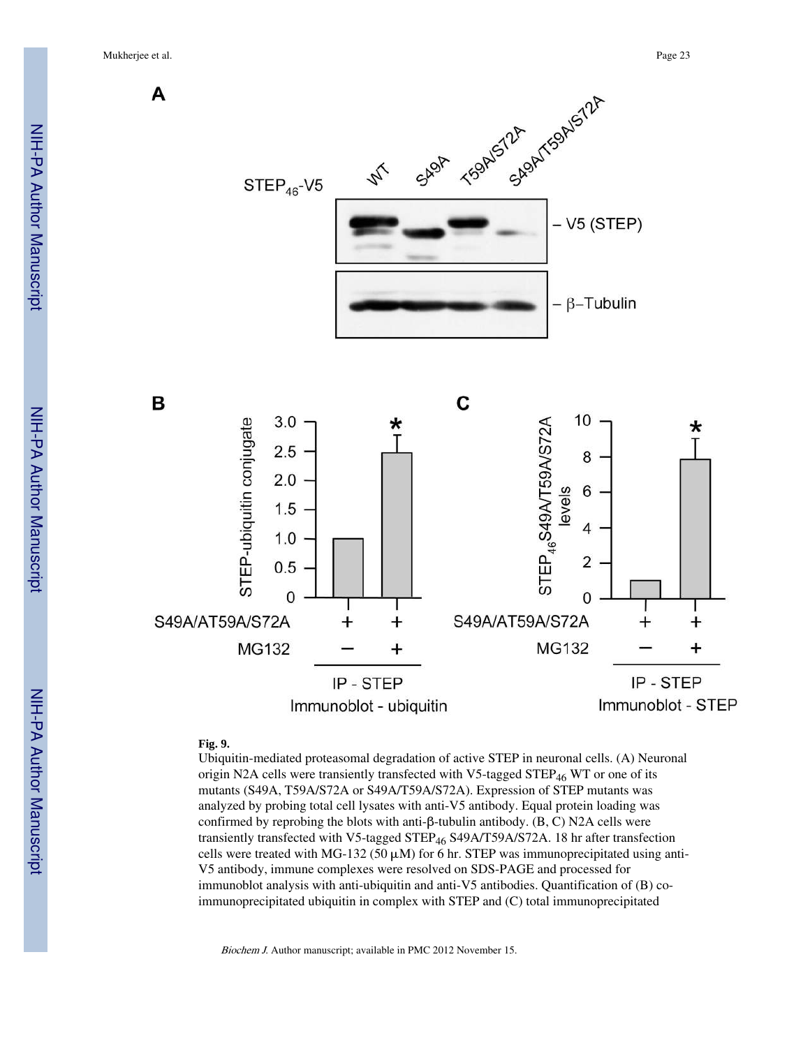**Fig. 9.**

Ubiquitin-mediated proteasomal degradation of active STEP in neuronal cells. (A) Neuronal origin N2A cells were transiently transfected with V5-tagged $STEP_{46}$ WT or one of its mutants (S49A, T59A/S72A or S49A/T59A/S72A). Expression of STEP mutants was analyzed by probing total cell lysates with anti-V5 antibody. Equal protein loading was confirmed by reprobing the blots with anti-β-tubulin antibody. (B, C) N2A cells were transiently transfected with V5-tagged $STEP_{46}$ S49A/T59A/S72A. 18 hr after transfection cells were treated with MG-132 (50 μM) for 6 hr. STEP was immunoprecipitated using anti-V5 antibody, immune complexes were resolved on SDS-PAGE and processed for immunoblot analysis with anti-ubiquitin and anti-V5 antibodies. Quantification of (B) co-immunoprecipitated ubiquitin in complex with STEP and (C) total immunoprecipitated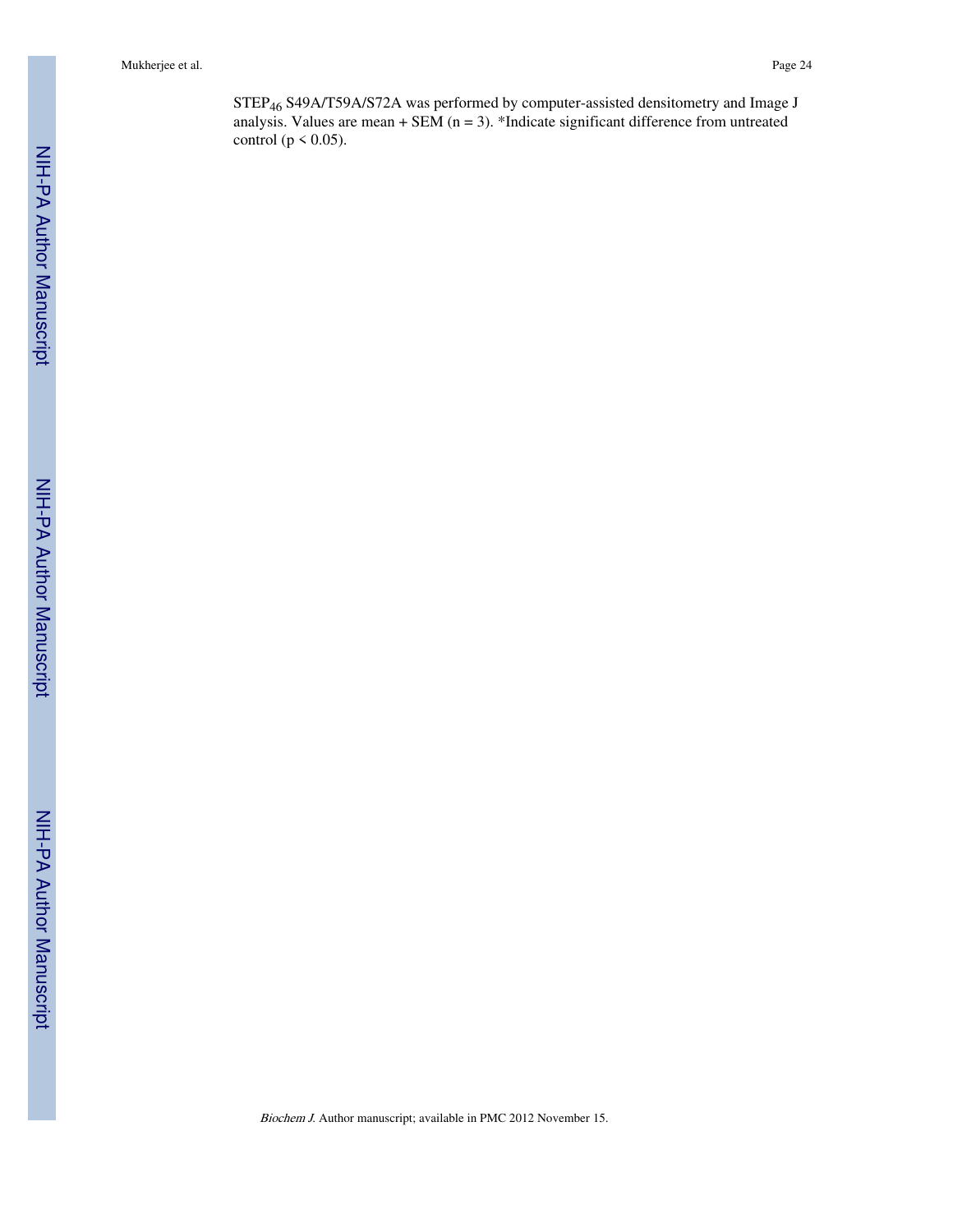$STEP_{46}$ S49A/T59A/S72A was performed by computer-assisted densitometry and Image J analysis. Values are mean + SEM (n = 3). *Indicate significant difference from untreated control ($p < 0.05$).